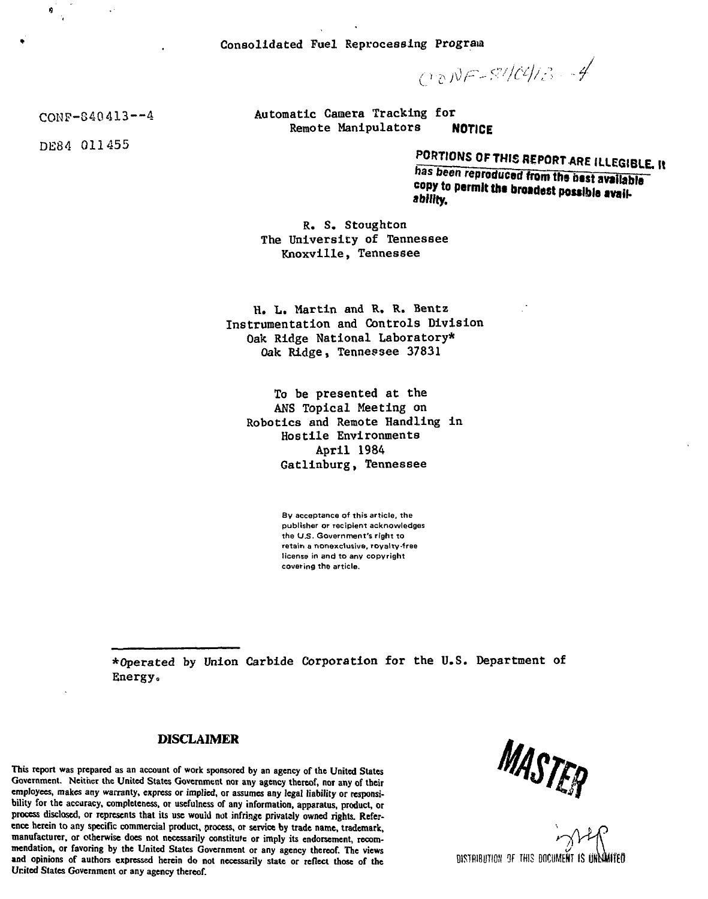Consolidated Fuel Reprocessing Program

CONF-840413--4

CONF-840413--4

DE84 011455

# Automatic Camera Tracking for Remote Manipulators

**NOTICE**

**PORTIONS OF THIS REPORT ARE ILLEGIBLE. It has been reproduced from the best available copy to permit the broadest possible availability.**

R. S. Stoughton
The University of Tennessee
Knoxville, Tennessee

H. L. Martin and R. R. Bentz
Instrumentation and Controls Division
Oak Ridge National Laboratory*
Oak Ridge, Tennessee 37831

To be presented at the
ANS Topical Meeting on
Robotics and Remote Handling in
Hostile Environments
April 1984
Gatlinburg, Tennessee

By acceptance of this article, the publisher or recipient acknowledges the U.S. Government's right to retain a nonexclusive, royalty-free license in and to any copyright covering the article.

*Operated by Union Carbide Corporation for the U.S. Department of Energy.

## DISCLAIMER

This report was prepared as an account of work sponsored by an agency of the United States Government. Neither the United States Government nor any agency thereof, nor any of their employees, makes any warranty, express or implied, or assumes any legal liability or responsibility for the accuracy, completeness, or usefulness of any information, apparatus, product, or process disclosed, or represents that its use would not infringe privately owned rights. Reference herein to any specific commercial product, process, or service by trade name, trademark, manufacturer, or otherwise does not necessarily constitute or imply its endorsement, recommendation, or favoring by the United States Government or any agency thereof. The views and opinions of authors expressed herein do not necessarily state or reflect those of the United States Government or any agency thereof.

MASTER

DISTRIBUTION OF THIS DOCUMENT IS UNLIMITED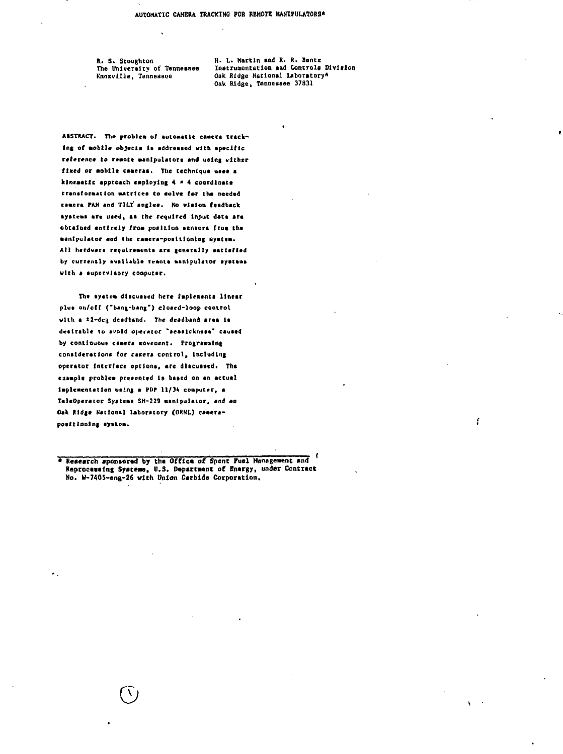# AUTOMATIC CAMERA TRACKING FOR REMOTE MANIPULATORS*

R. S. Stoughton
The University of Tennessee
Knoxville, Tennessee

H. L. Martin and R. R. Bentz
Instrumentation and Controls Division
Oak Ridge National Laboratory*
Oak Ridge, Tennessee 37831

ABSTRACT. The problem of automatic camera tracking of mobile objects is addressed with specific reference to remote manipulators and using either fixed or mobile cameras. The technique uses a kinematic approach employing 4 × 4 coordinate transformation matrices to solve for the needed camera PAN and TILT angles. No vision feedback systems are used, as the required input data are obtained entirely from position sensors from the manipulator and the camera-positioning system. All hardware requirements are generally satisfied by currently available remote manipulator systems with a supervisory computer.

The system discussed here implements linear plus on/off ("bang-bang") closed-loop control with a ±2-deg deadband. The deadband area is desirable to avoid operator "seasickness" caused by continuous camera movement. Programming considerations for camera control, including operator interface options, are discussed. The example problem presented is based on an actual implementation using a PDP 11/34 computer, a TeleOperator Systems SM-229 manipulator, and an Oak Ridge National Laboratory (ORNL) camera-positioning system.

---

\* Research sponsored by the Office of Spent Fuel Management and Reprocessing Systems, U.S. Department of Energy, under Contract No. W-7405-eng-26 with Union Carbide Corporation.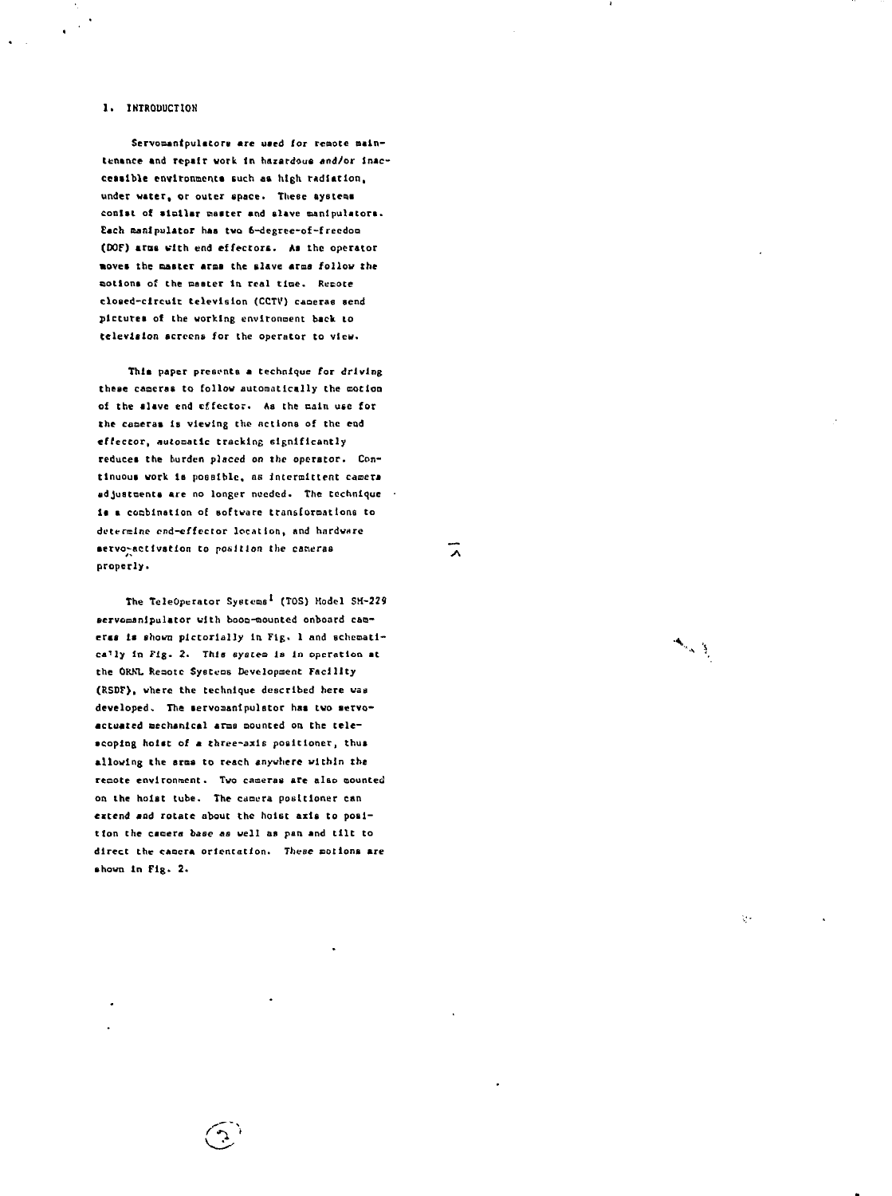## 1. INTRODUCTION

Servomanipulators are used for remote maintenance and repair work in hazardous and/or inaccessible environments such as high radiation, under water, or outer space. These systems consist of similar master and slave manipulators. Each manipulator has two 6-degree-of-freedom (DOF) arms with end effectors. As the operator moves the master arms the slave arms follow the motions of the master in real time. Remote closed-circuit television (CCTV) cameras send pictures of the working environment back to television screens for the operator to view.

This paper presents a technique for driving these cameras to follow automatically the motion of the slave end effector. As the main use for the cameras is viewing the actions of the end effector, automatic tracking significantly reduces the burden placed on the operator. Continuous work is possible, as intermittent camera adjustments are no longer needed. The technique is a combination of software transformations to determine end-effector location, and hardware servo-activation to position the cameras properly.

The TeleOperator Systems[1] (TOS) Model SM-229 servomanipulator with boom-mounted onboard cameras is shown pictorially in Fig. 1 and schematically in Fig. 2. This system is in operation at the ORNL Remote Systems Development Facility (RSDF), where the technique described here was developed. The servomanipulator has two servo-actuated mechanical arms mounted on the telescoping hoist of a three-axis positioner, thus allowing the arms to reach anywhere within the remote environment. Two cameras are also mounted on the hoist tube. The camera positioner can extend and rotate about the hoist axis to position the camera base as well as pan and tilt to direct the camera orientation. These motions are shown in Fig. 2.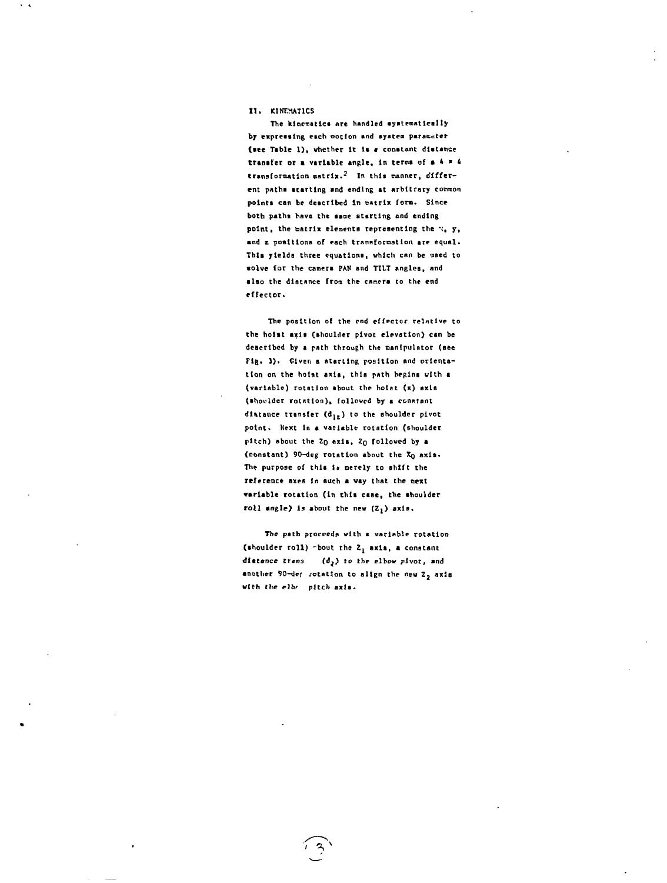## II. KINEMATICS

The kinematics are handled systematically by expressing each motion and system parameter (see Table 1), whether it is a constant distance transfer or a variable angle, in terms of a 4 × 4 transformation matrix.[2] In this manner, different paths starting and ending at arbitrary common points can be described in matrix form. Since both paths have the same starting and ending point, the matrix elements representing the x, y, and z positions of each transformation are equal. This yields three equations, which can be used to solve for the camera PAN and TILT angles, and also the distance from the camera to the end effector.

The position of the end effector relative to the hoist axis (shoulder pivot elevation) can be described by a path through the manipulator (see Fig. 3). Given a starting position and orientation on the hoist axis, this path begins with a (variable) rotation about the hoist (x) axis (shoulder rotation), followed by a constant distance transfer ($d_{1z}$) to the shoulder pivot point. Next is a variable rotation (shoulder pitch) about the $Z_0$ axis, $Z_0$ followed by a (constant) 90-deg rotation about the $X_0$ axis. The purpose of this is merely to shift the reference axes in such a way that the next variable rotation (in this case, the shoulder roll angle) is about the new ($Z_1$) axis.

The path proceeds with a variable rotation (shoulder roll) about the $Z_1$ axis, a constant distance trans ($d_2$) to the elbow pivot, and another 90-deg rotation to align the new $Z_2$ axis with the elbow pitch axis.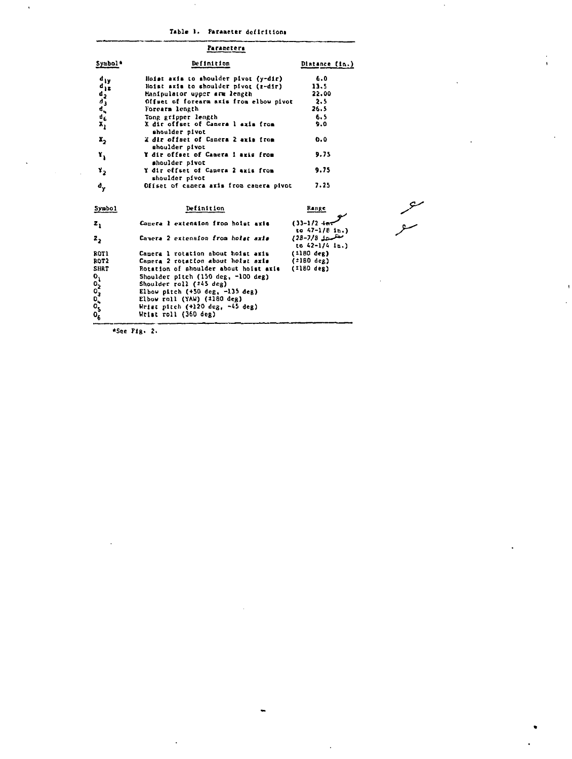Table 1. Parameter definitions

| Parameters | | |
|---|---|---|
| **Symbol*** | **Definition** | **Distance (in.)** |
| $d_{1y}$ | Hoist axis to shoulder pivot (y-dir) | 6.0 |
| $d_{1z}$ | Hoist axis to shoulder pivot (z-dir) | 13.5 |
| $d_2$ | Manipulator upper arm length | 22.00 |
| $d_3$ | Offset of forearm axis from elbow pivot | 2.5 |
| $d_4$ | Forearm length | 26.5 |
| $d_6$ | Tong gripper length | 6.5 |
| $X_1$ | X dir offset of Camera 1 axis from shoulder pivot | 9.0 |
| $X_2$ | X dir offset of Camera 2 axis from shoulder pivot | 0.0 |
| $Y_1$ | Y dir offset of Camera 1 axis from shoulder pivot | 9.75 |
| $Y_2$ | Y dir offset of Camera 2 axis from shoulder pivot | 9.75 |
| $d_y$ | Offset of camera axis from camera pivot | 7.25 |
| **Symbol** | **Definition** | **Range** |
| $Z_1$ | Camera 1 extension from hoist axis | (33-1/2 in. to 47-1/8 in.) |
| $Z_2$ | Camera 2 extension from hoist axis | (28-7/8 in. to 42-1/4 in.) |
| ROT1 | Camera 1 rotation about hoist axis | (±180 deg) |
| ROT2 | Camera 2 rotation about hoist axis | (±180 deg) |
| SHRT | Rotation of shoulder about hoist axis | (±180 deg) |
| $\theta_1$ | Shoulder pitch (150 deg, −100 deg) | |
| $\theta_2$ | Shoulder roll (±45 deg) | |
| $\theta_3$ | Elbow pitch (+50 deg, −135 deg) | |
| $\theta_4$ | Elbow roll (YAW) (±180 deg) | |
| $\theta_5$ | Wrist pitch (+120 deg, −45 deg) | |
| $\theta_6$ | Wrist roll (360 deg) | |

*See Fig. 2.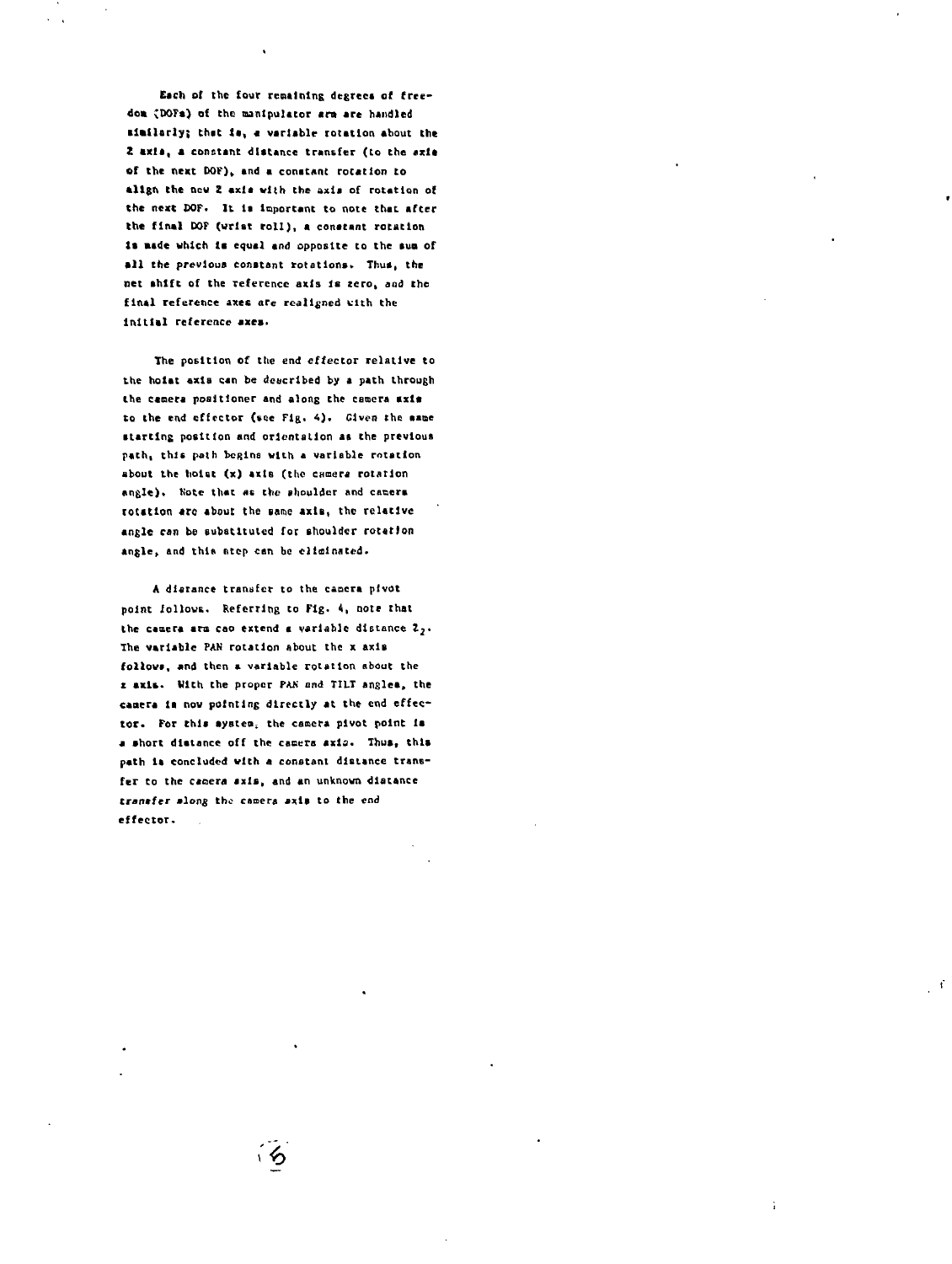Each of the four remaining degrees of freedom (DOFs) of the manipulator arm are handled similarly; that is, a variable rotation about the Z axis, a constant distance transfer (to the axis of the next DOF), and a constant rotation to align the new Z axis with the axis of rotation of the next DOF. It is important to note that after the final DOF (wrist roll), a constant rotation is made which is equal and opposite to the sum of all the previous constant rotations. Thus, the net shift of the reference axis is zero, and the final reference axes are realigned with the initial reference axes.

The position of the end effector relative to the hoist axis can be described by a path through the camera positioner and along the camera axis to the end effector (see Fig. 4). Given the same starting position and orientation as the previous path, this path begins with a variable rotation about the hoist (x) axis (the camera rotation angle). Note that as the shoulder and camera rotation are about the same axis, the relative angle can be substituted for shoulder rotation angle, and this step can be eliminated.

A distance transfer to the camera pivot point follows. Referring to Fig. 4, note that the camera arm can extend a variable distance $Z_2$. The variable PAN rotation about the x axis follows, and then a variable rotation about the z axis. With the proper PAN and TILT angles, the camera is now pointing directly at the end effector. For this system, the camera pivot point is a short distance off the camera axis. Thus, this path is concluded with a constant distance transfer to the camera axis, and an unknown distance transfer along the camera axis to the end effector.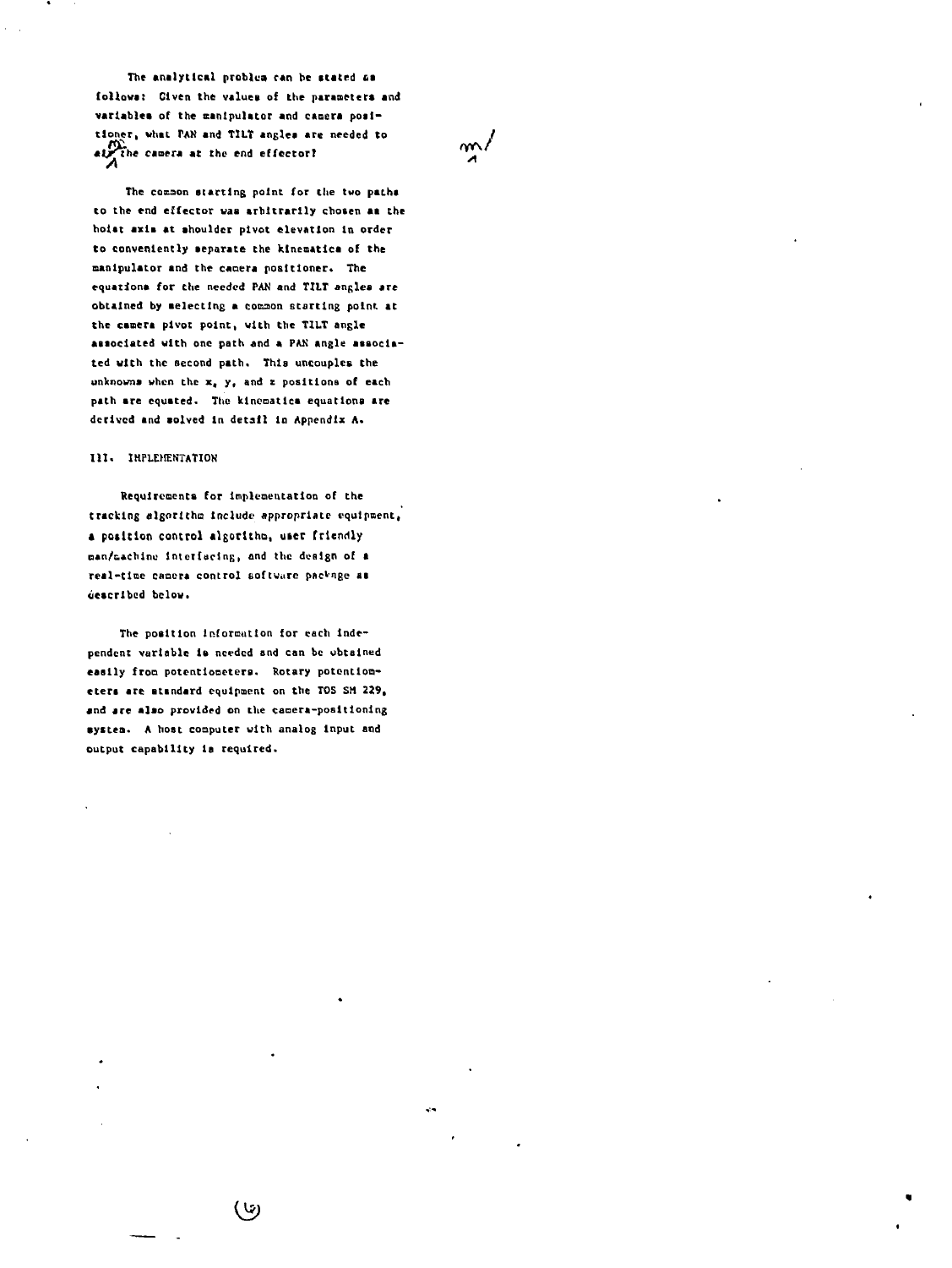The analytical problem can be stated as follows: Given the values of the parameters and variables of the manipulator and camera positioner, what PAN and TILT angles are needed to aim the camera at the end effector?

The common starting point for the two paths to the end effector was arbitrarily chosen as the hoist axis at shoulder pivot elevation in order to conveniently separate the kinematics of the manipulator and the camera positioner. The equations for the needed PAN and TILT angles are obtained by selecting a common starting point at the camera pivot point, with the TILT angle associated with one path and a PAN angle associated with the second path. This uncouples the unknowns when the x, y, and z positions of each path are equated. The kinematics equations are derived and solved in detail in Appendix A.

## III. IMPLEMENTATION

Requirements for implementation of the tracking algorithm include appropriate equipment, a position control algorithm, user friendly man/machine interfacing, and the design of a real-time camera control software package as described below.

The position information for each independent variable is needed and can be obtained easily from potentiometers. Rotary potentiometers are standard equipment on the TOS SM 229, and are also provided on the camera-positioning system. A host computer with analog input and output capability is required.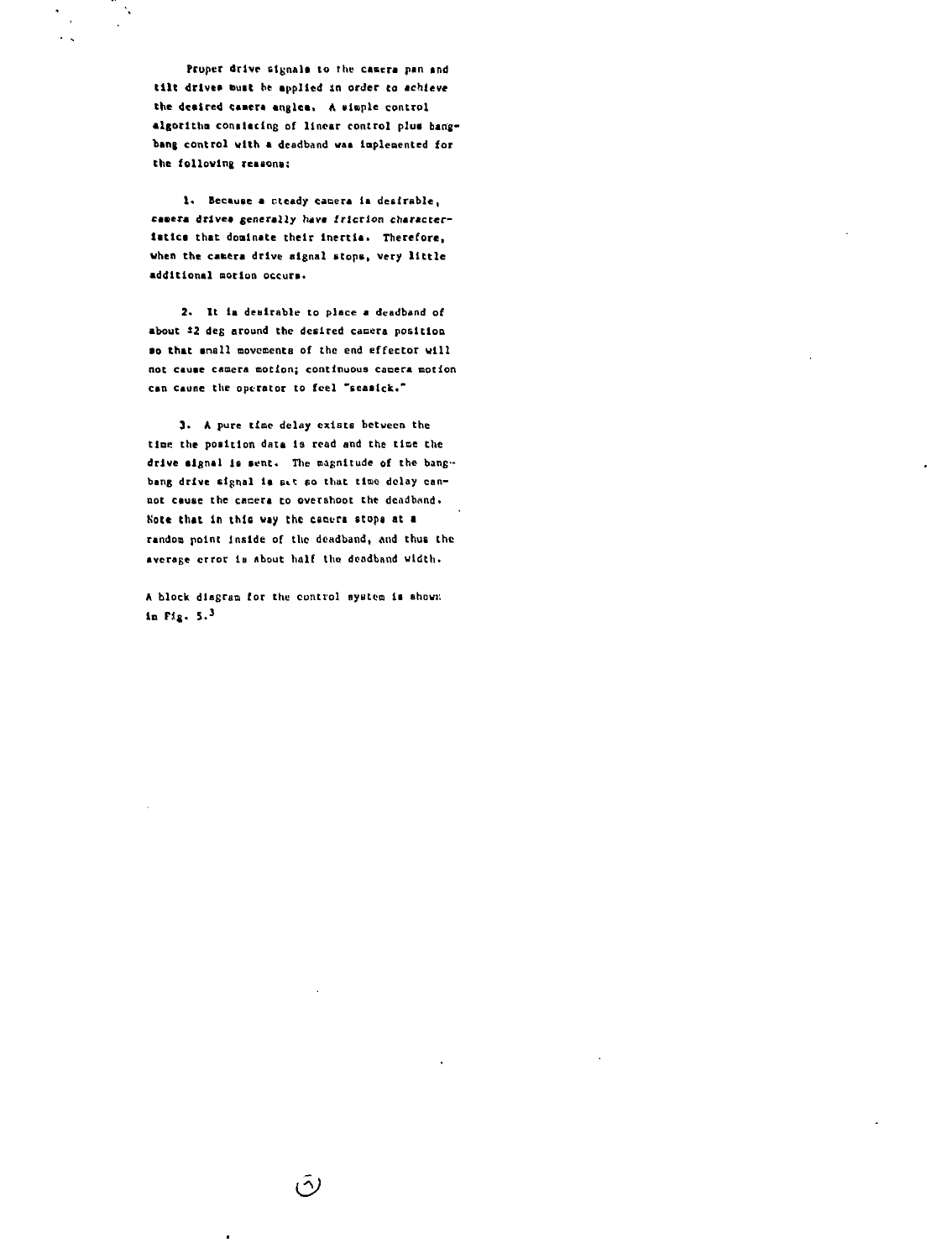Proper drive signals to the camera pan and tilt drives must be applied in order to achieve the desired camera angles. A simple control algorithm consisting of linear control plus bang-bang control with a deadband was implemented for the following reasons:

1. Because a steady camera is desirable, camera drives generally have friction characteristics that dominate their inertia. Therefore, when the camera drive signal stops, very little additional motion occurs.

2. It is desirable to place a deadband of about ±2 deg around the desired camera position so that small movements of the end effector will not cause camera motion; continuous camera motion can cause the operator to feel "seasick."

3. A pure time delay exists between the time the position data is read and the time the drive signal is sent. The magnitude of the bang-bang drive signal is set so that time delay cannot cause the camera to overshoot the deadband. Note that in this way the camera stops at a random point inside of the deadband, and thus the average error is about half the deadband width.

A block diagram for the control system is shown in Fig. 5.[3]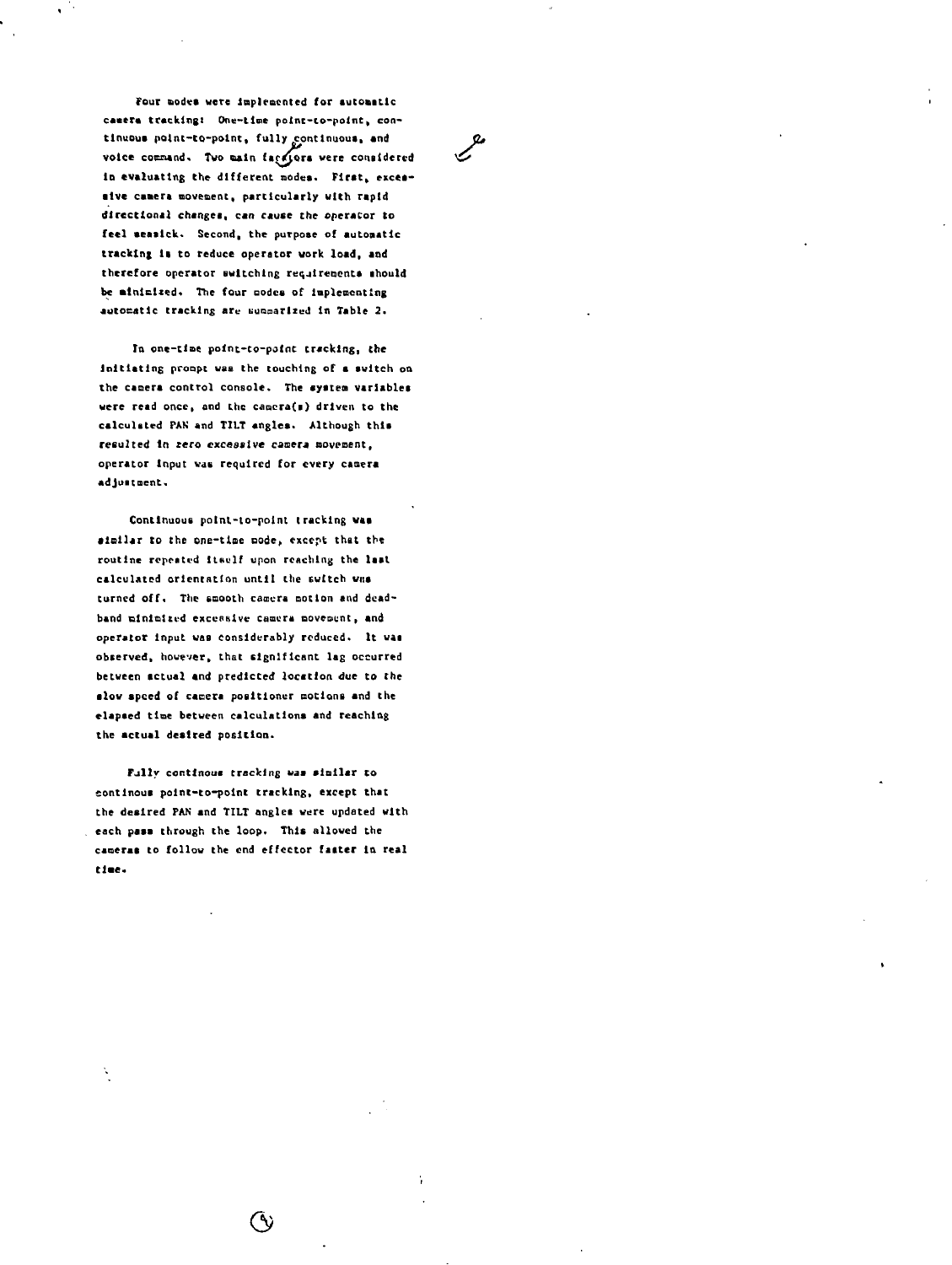Four modes were implemented for automatic camera tracking: One-time point-to-point, continuous point-to-point, fully continuous, and voice command. Two main factors were considered in evaluating the different modes. First, excessive camera movement, particularly with rapid directional changes, can cause the operator to feel seasick. Second, the purpose of automatic tracking is to reduce operator work load, and therefore operator switching requirements should be minimized. The four modes of implementing automatic tracking are summarized in Table 2.

In one-time point-to-point tracking, the initiating prompt was the touching of a switch on the camera control console. The system variables were read once, and the camera(s) driven to the calculated PAN and TILT angles. Although this resulted in zero excessive camera movement, operator input was required for every camera adjustment.

Continuous point-to-point tracking was similar to the one-time mode, except that the routine repeated itself upon reaching the last calculated orientation until the switch was turned off. The smooth camera motion and deadband minimized excessive camera movement, and operator input was considerably reduced. It was observed, however, that significant lag occurred between actual and predicted location due to the slow speed of camera positioner motions and the elapsed time between calculations and reaching the actual desired position.

Fully continous tracking was similar to continous point-to-point tracking, except that the desired PAN and TILT angles were updated with each pass through the loop. This allowed the cameras to follow the end effector faster in real time.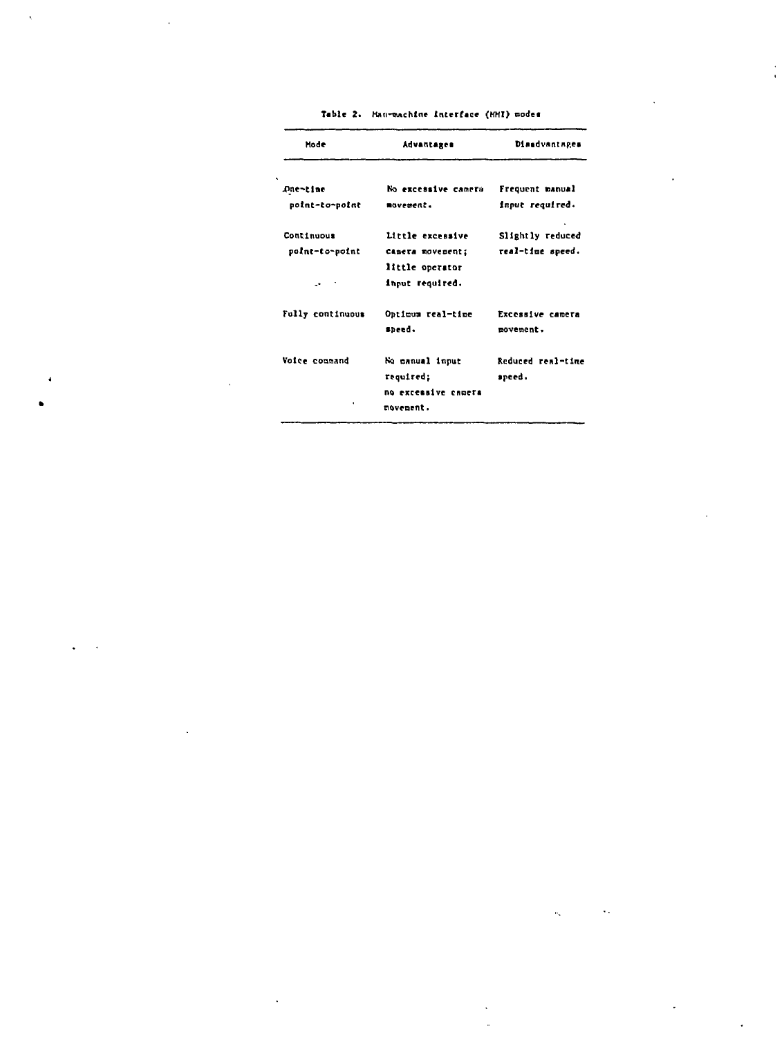Table 2. Man-machine interface (MMI) modes

| Mode | Advantages | Disadvantages |
|---|---|---|
| One-time point-to-point | No excessive camera movement. | Frequent manual input required. |
| Continuous point-to-point | Little excessive camera movement; little operator input required. | Slightly reduced real-time speed. |
| Fully continuous | Optimum real-time speed. | Excessive camera movement. |
| Voice command | No manual input required; no excessive camera movement. | Reduced real-time speed. |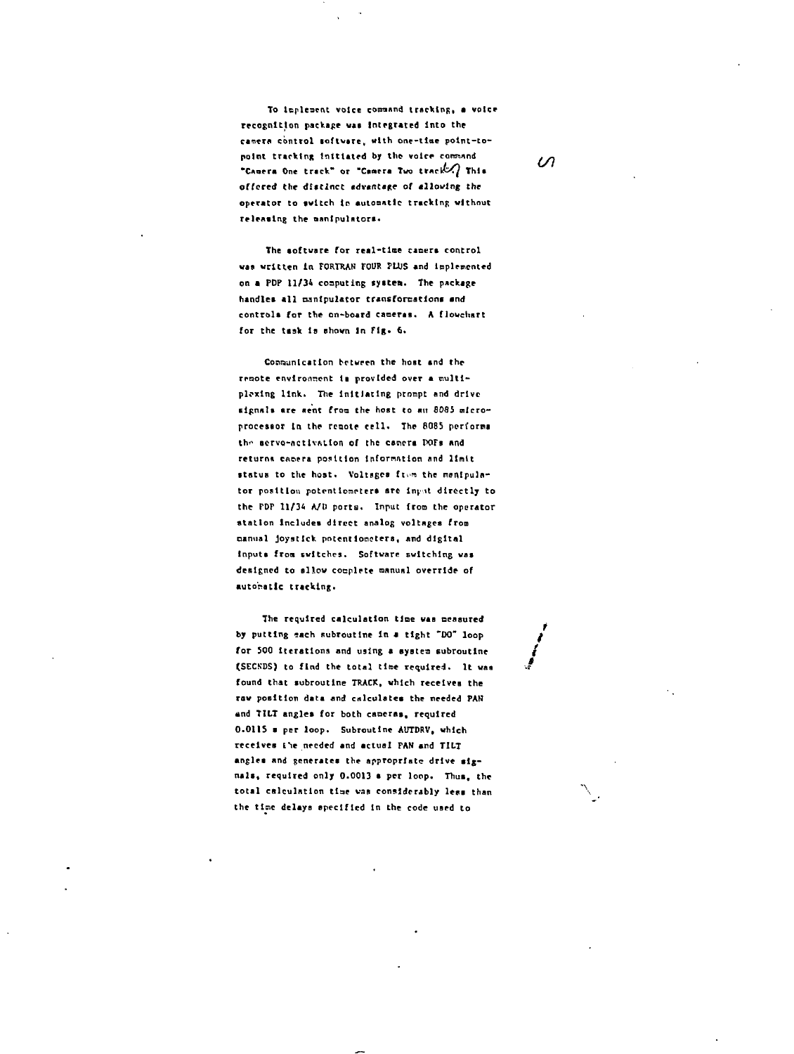To implement voice command tracking, a voice recognition package was integrated into the camera control software, with one-time point-to-point tracking initiated by the voice command "Camera One track" or "Camera Two track". This offered the distinct advantage of allowing the operator to switch in automatic tracking without releasing the manipulators.

The software for real-time camera control was written in FORTRAN FOUR PLUS and implemented on a PDP 11/34 computing system. The package handles all manipulator transformations and controls for the on-board cameras. A flowchart for the task is shown in Fig. 6.

Communication between the host and the remote environment is provided over a multiplexing link. The initiating prompt and drive signals are sent from the host to an 8085 microprocessor in the remote cell. The 8085 performs the servo-activation of the camera DOFs and returns camera position information and limit status to the host. Voltages from the manipulator position potentiometers are input directly to the PDP 11/34 A/D ports. Input from the operator station includes direct analog voltages from manual joystick potentiometers, and digital inputs from switches. Software switching was designed to allow complete manual override of automatic tracking.

The required calculation time was measured by putting each subroutine in a tight "DO" loop for 500 iterations and using a system subroutine (SECNDS) to find the total time required. It was found that subroutine TRACK, which receives the raw position data and calculates the needed PAN and TILT angles for both cameras, required 0.0115 s per loop. Subroutine AUTDRV, which receives the needed and actual PAN and TILT angles and generates the appropriate drive signals, required only 0.0013 s per loop. Thus, the total calculation time was considerably less than the time delays specified in the code used to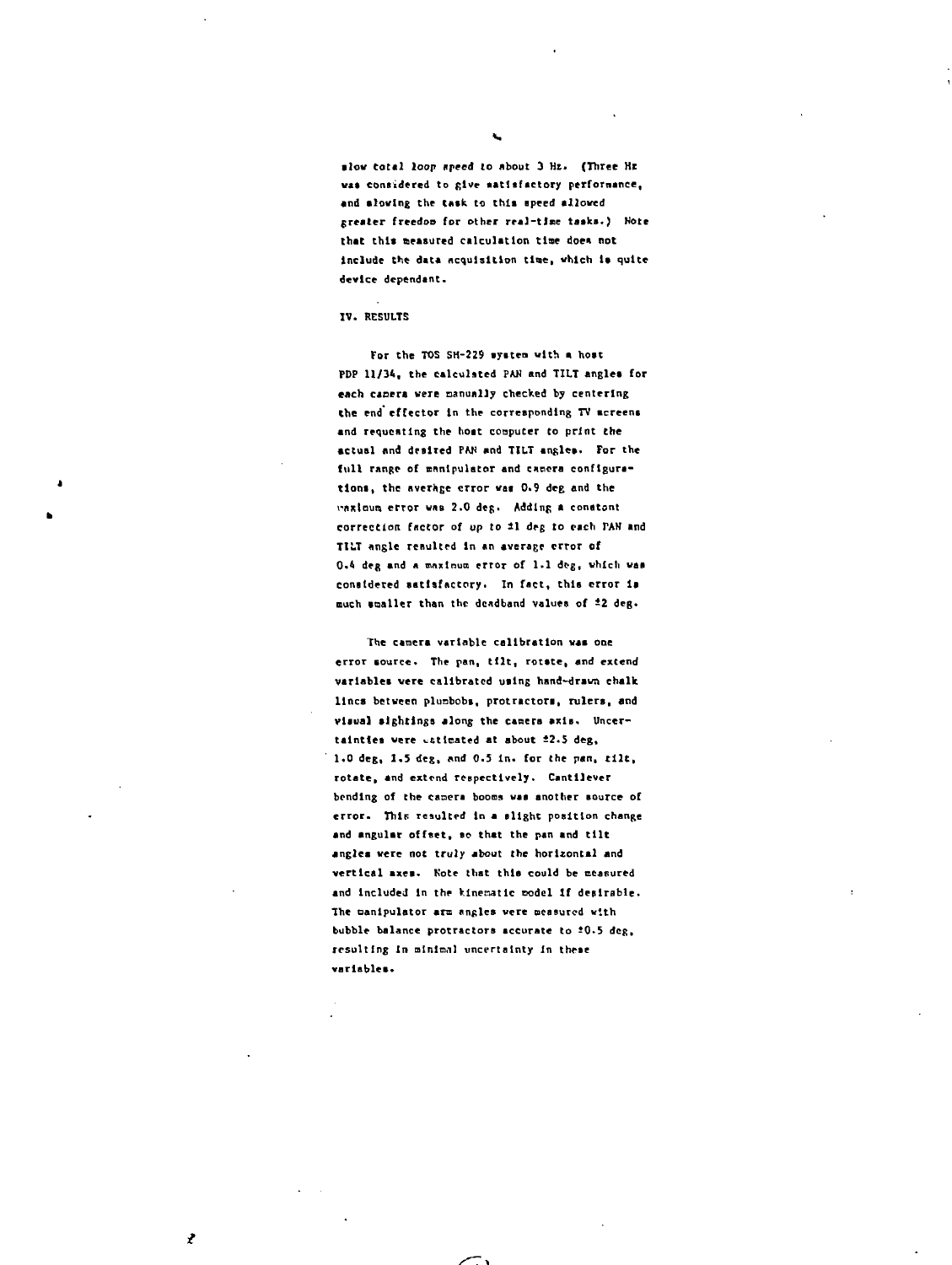slow total loop speed to about 3 Hz. (Three Hz was considered to give satisfactory performance, and slowing the task to this speed allowed greater freedom for other real-time tasks.) Note that this measured calculation time does not include the data acquisition time, which is quite device dependant.

## IV. RESULTS

For the TOS SM-229 system with a host PDP 11/34, the calculated PAN and TILT angles for each camera were manually checked by centering the end effector in the corresponding TV screens and requesting the host computer to print the actual and desired PAN and TILT angles. For the full range of manipulator and camera configurations, the average error was 0.9 deg and the maximum error was 2.0 deg. Adding a constant correction factor of up to ±1 deg to each PAN and TILT angle resulted in an average error of 0.4 deg and a maximum error of 1.1 deg, which was considered satisfactory. In fact, this error is much smaller than the deadband values of ±2 deg.

The camera variable calibration was one error source. The pan, tilt, rotate, and extend variables were calibrated using hand-drawn chalk lines between plumbobs, protractors, rulers, and visual sightings along the camera axis. Uncertainties were estimated at about ±2.5 deg, 1.0 deg, 1.5 deg, and 0.5 in. for the pan, tilt, rotate, and extend respectively. Cantilever bending of the camera booms was another source of error. This resulted in a slight position change and angular offset, so that the pan and tilt angles were not truly about the horizontal and vertical axes. Note that this could be measured and included in the kinematic model if desirable. The manipulator arm angles were measured with bubble balance protractors accurate to ±0.5 deg, resulting in minimal uncertainty in these variables.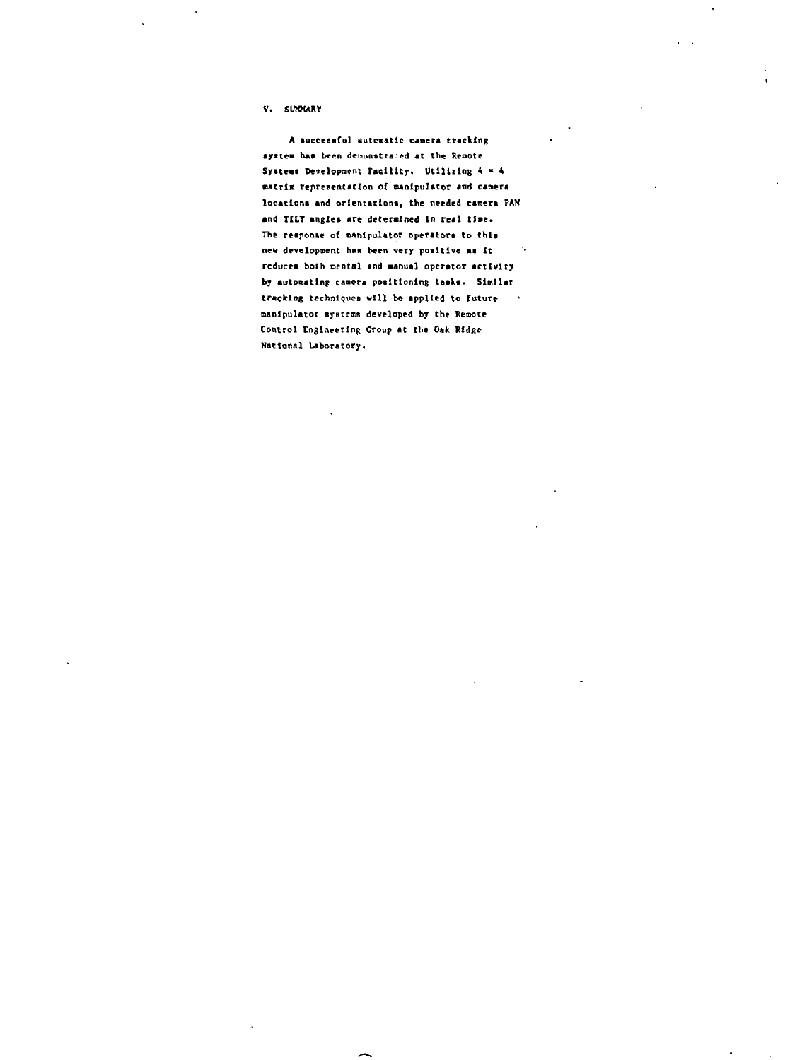## V. SUMMARY

A successful automatic camera tracking system has been demonstrated at the Remote Systems Development Facility. Utilizing 4 × 4 matrix representation of manipulator and camera locations and orientations, the needed camera PAN and TILT angles are determined in real time. The response of manipulator operators to this new development has been very positive as it reduces both mental and manual operator activity by automating camera positioning tasks. Similar tracking techniques will be applied to future manipulator systems developed by the Remote Control Engineering Group at the Oak Ridge National Laboratory.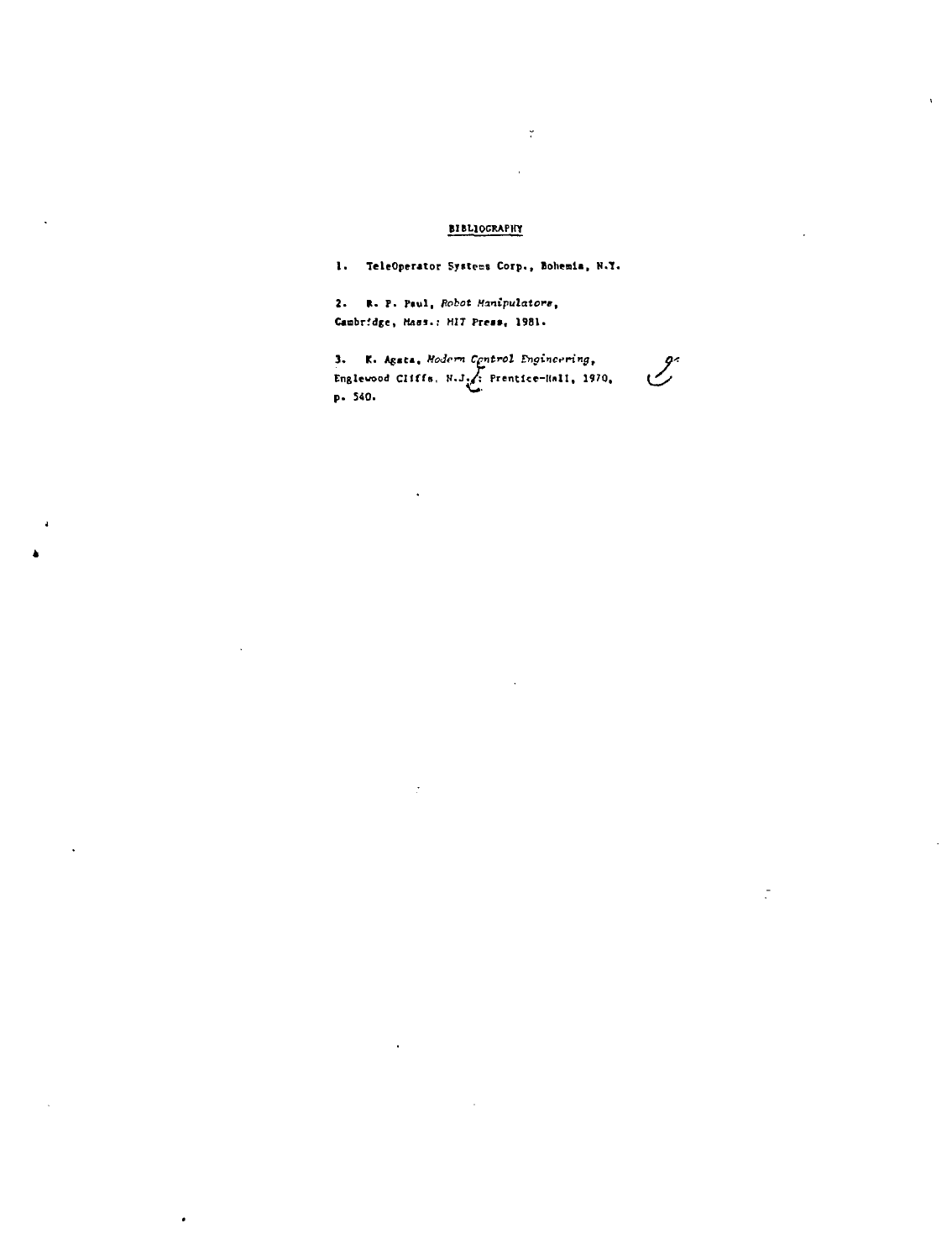# BIBLIOGRAPHY

1. TeleOperator Systems Corp., Bohemia, N.Y.

2. R. P. Paul, *Robot Manipulators*, Cambridge, Mass.: MIT Press, 1981.

3. K. Agata, *Modern Control Engineering*, Englewood Cliffs, N.J.: Prentice-Hall, 1970, p. 540.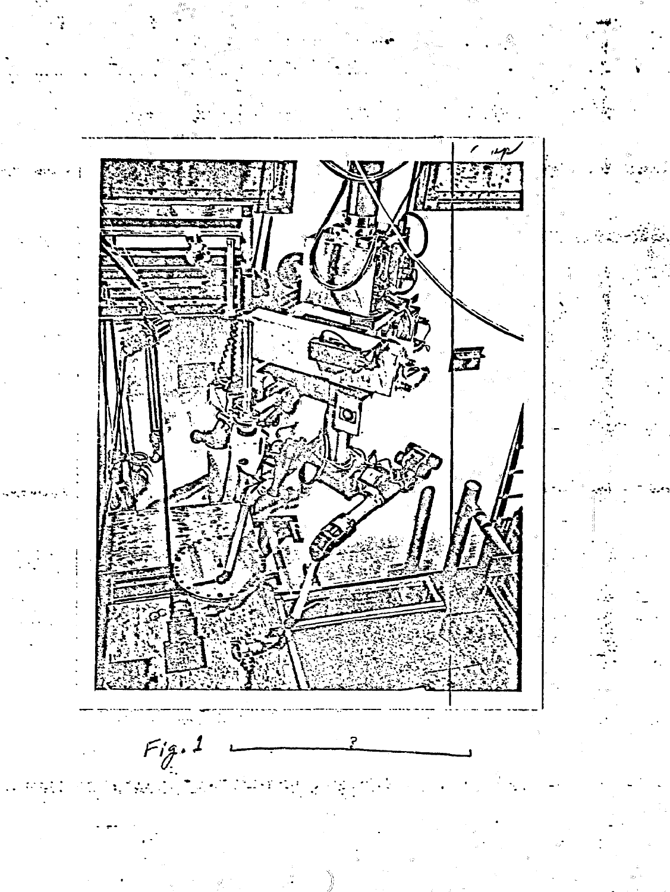Fig. 1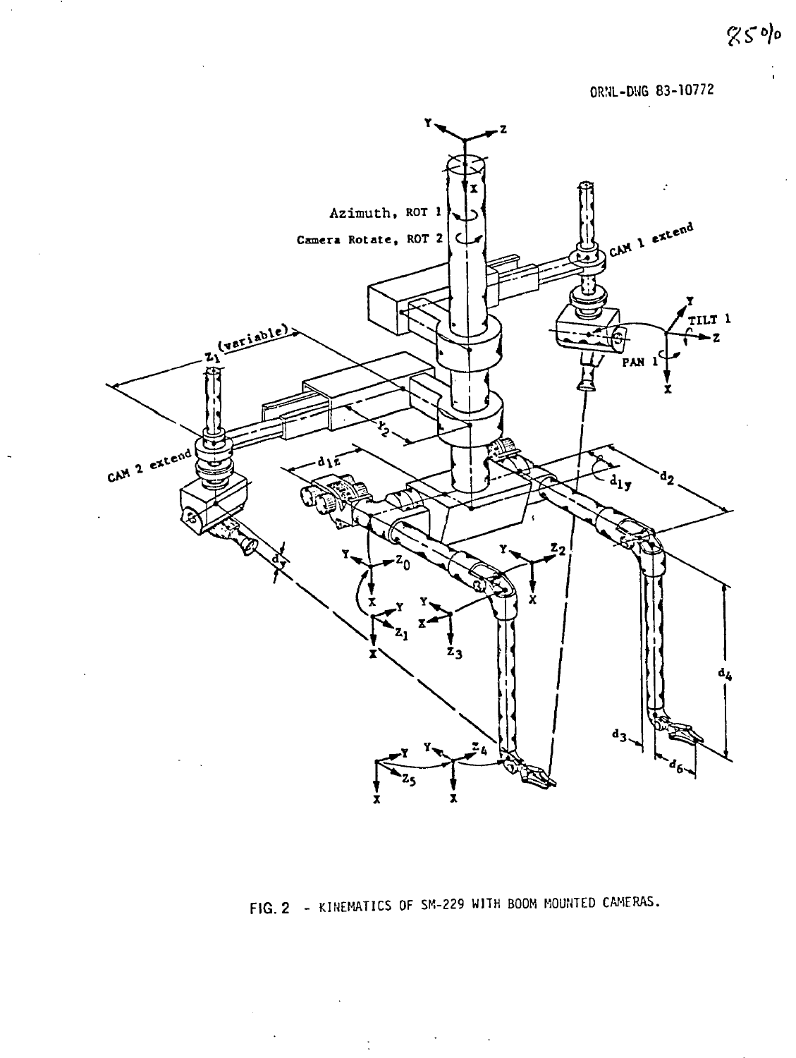85%

ORNL-DWG 83-10772

FIG. 2 - KINEMATICS OF SM-229 WITH BOOM MOUNTED CAMERAS.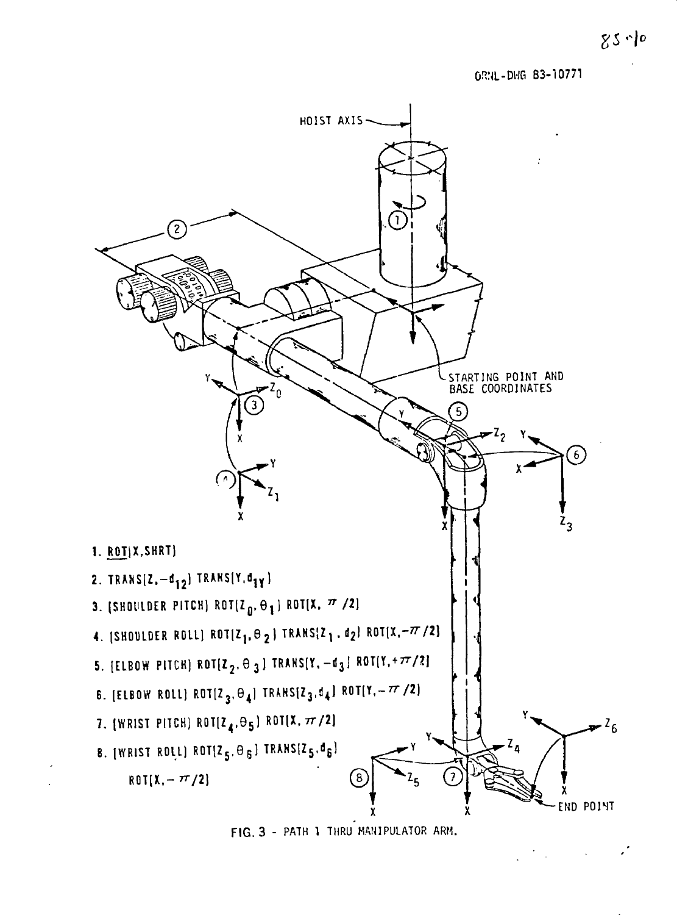ORNL-DWG 83-10771

1. ROT(X,SHRT)
2. TRANS(Z, $-d_{12}$) TRANS(Y, $d_{1Y}$)
3. (SHOULDER PITCH) ROT($Z_0$, $\theta_1$) ROT(X, $\pi/2$)
4. (SHOULDER ROLL) ROT($Z_1$, $\theta_2$) TRANS($Z_1$, $d_2$) ROT(X, $-\pi/2$)
5. (ELBOW PITCH) ROT($Z_2$, $\theta_3$) TRANS(Y, $-d_3$) ROT(Y, $+\pi/2$)
6. (ELBOW ROLL) ROT($Z_3$, $\theta_4$) TRANS($Z_3$, $d_4$) ROT(Y, $-\pi/2$)
7. (WRIST PITCH) ROT($Z_4$, $\theta_5$) ROT(X, $\pi/2$)
8. (WRIST ROLL) ROT($Z_5$, $\theta_6$) TRANS($Z_5$, $d_6$)
   ROT(X, $-\pi/2$)

FIG. 3 - PATH 1 THRU MANIPULATOR ARM.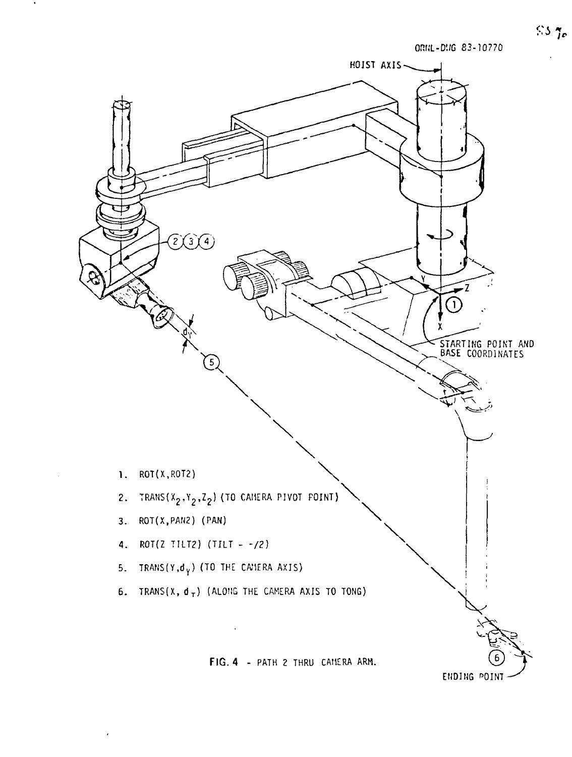ORNL-DWG 83-10770

1. ROT(X,ROT2)
2. TRANS($X_2$,$Y_2$,$Z_2$) (TO CAMERA PIVOT POINT)
3. ROT(X,PAN2) (PAN)
4. ROT(Z TILT2) (TILT - -/2)
5. TRANS(Y,$d_Y$) (TO THE CAMERA AXIS)
6. TRANS(X, $d_T$) (ALONG THE CAMERA AXIS TO TONG)

**FIG. 4** - PATH 2 THRU CAMERA ARM.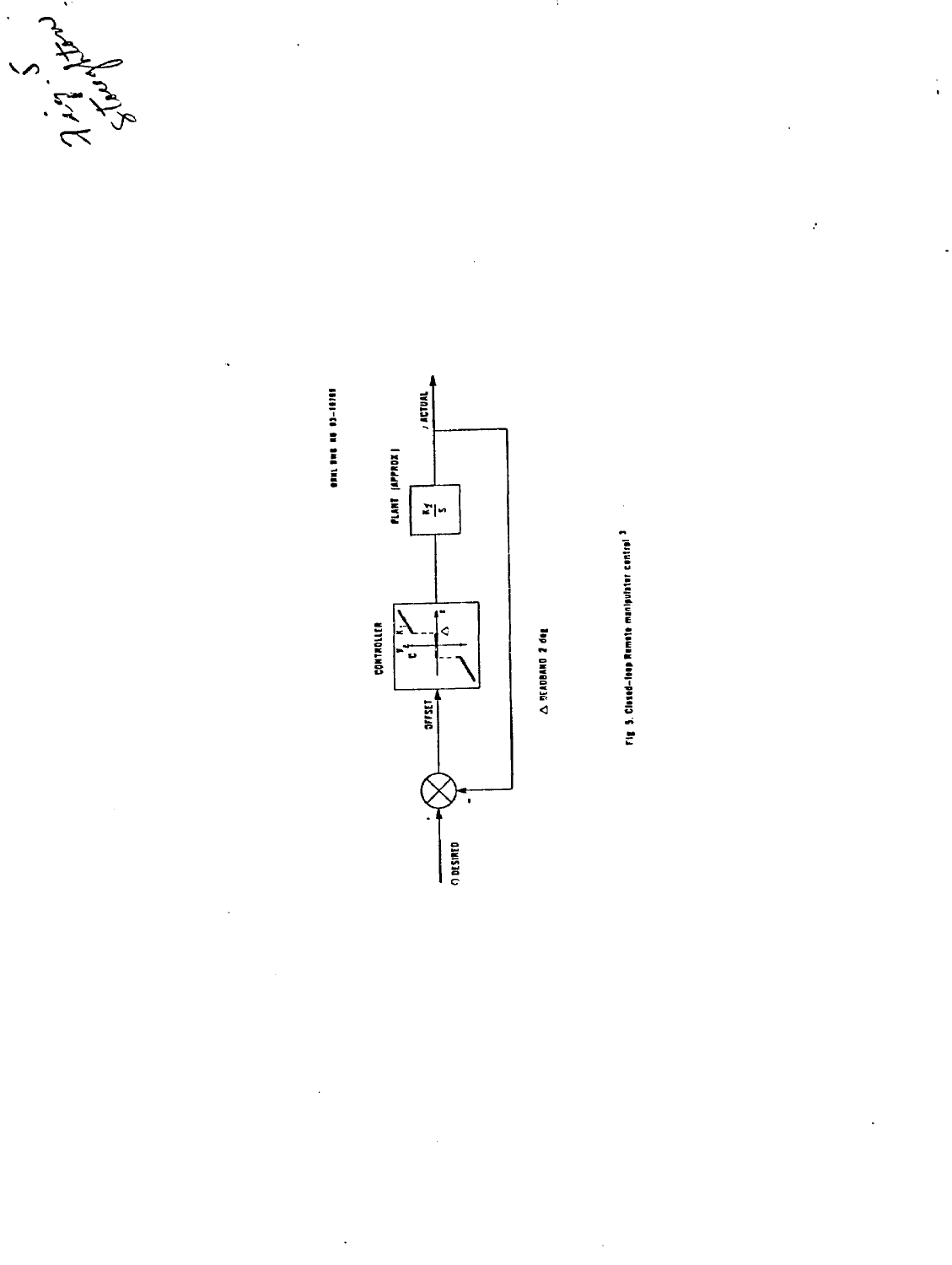ORNL DWG NO 93-10709

CONTROLLER

OFFSET

PLANT (APPROX)

$\frac{K_2}{S}$

ACTUAL

DESIRED

$\Delta$ DEADBAND 2 deg

Fig 5. Closed-loop Remote manipulator control [3]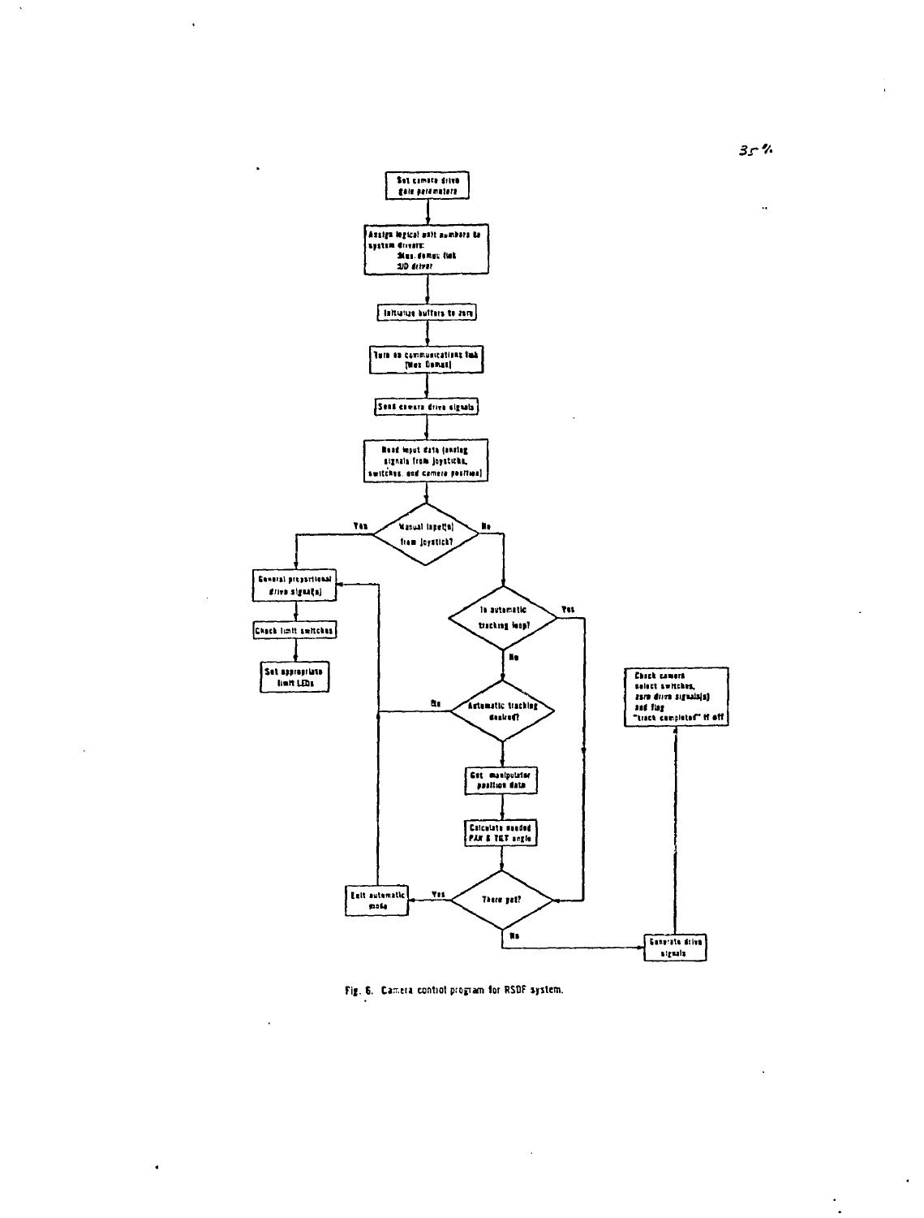Set camera drive gain parameters

Assign logical unit numbers to system drivers:
Mux. demux link
D/O driver

Initialize buffers to zero

Turn on communications link (Mux Demux)

Send camera drive signals

Read input data (analog signals from joysticks, switches, and camera position)

Manual input(s) from joystick?

Yes → General proportional drive signal(s) → Check limit switches → Set appropriate limit LEDs

No → Is automatic tracking loop?

Yes → There yet?

No → Automatic tracking desired?

No → General proportional drive signal(s)

Yes → Get manipulator position data → Calculate needed PAN & TILT angle → There yet?

There yet? Yes → Exit automatic mode → General proportional drive signal(s)

There yet? No → Generate drive signals → Check camera select switches, zero drive signals(s) and flag "track completed" if off

Fig. 6. Camera control program for RSDF system.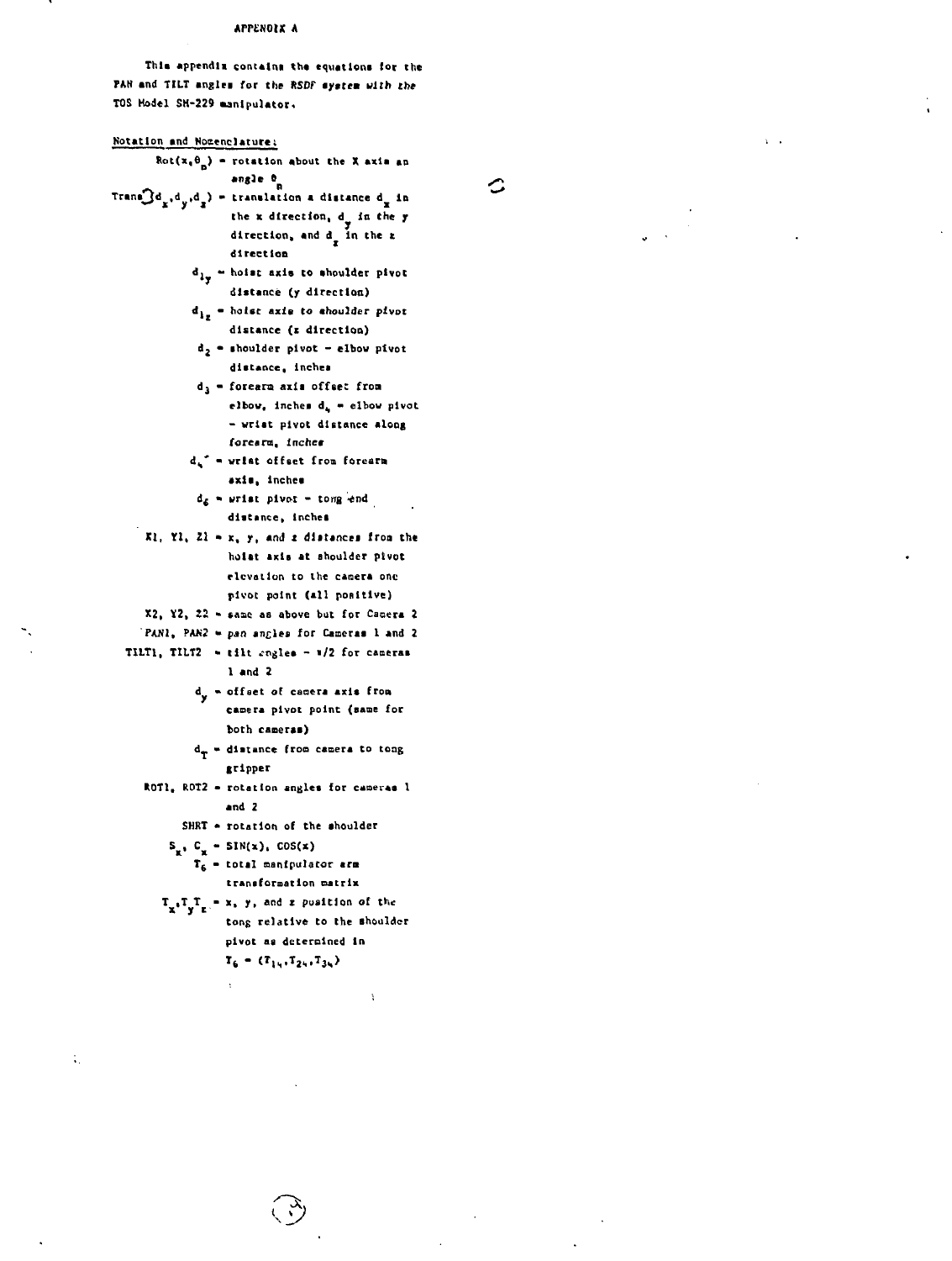# APPENDIX A

This appendix contains the equations for the PAN and TILT angles for the RSDF system with the TOS Model SM-229 manipulator.

Notation and Nomenclature:

- $Rot(x,\theta_p)$ = rotation about the X axis an angle $\theta_p$
- $Trans(d_x,d_y,d_z)$ = translation a distance $d_x$ in the x direction, $d_y$ in the y direction, and $d_z$ in the z direction
- $d_{1y}$ = hoist axis to shoulder pivot distance (y direction)
- $d_{1z}$ = hoist axis to shoulder pivot distance (z direction)
- $d_2$ = shoulder pivot – elbow pivot distance, inches
- $d_3$ = forearm axis offset from elbow, inches $d_4$ = elbow pivot – wrist pivot distance along forearm, inches
- $d_4'$ = wrist offset from forearm axis, inches
- $d_6$ = wrist pivot – tong end distance, inches
- X1, Y1, Z1 = x, y, and z distances from the hoist axis at shoulder pivot elevation to the camera one pivot point (all positive)
- X2, Y2, Z2 = same as above but for Camera 2
- PAN1, PAN2 = pan angles for Cameras 1 and 2
- TILT1, TILT2 = tilt angles – $\pi/2$ for cameras 1 and 2
- $d_y$ = offset of camera axis from camera pivot point (same for both cameras)
- $d_T$ = distance from camera to tong gripper
- ROT1, ROT2 = rotation angles for cameras 1 and 2
- SHRT = rotation of the shoulder
- $S_x$, $C_x$ = SIN(x), COS(x)
- $T_6$ = total manipulator arm transformation matrix
- $T_x, T_y, T_z$ = x, y, and z position of the tong relative to the shoulder pivot as determined in $T_6 = (T_{14}, T_{24}, T_{34})$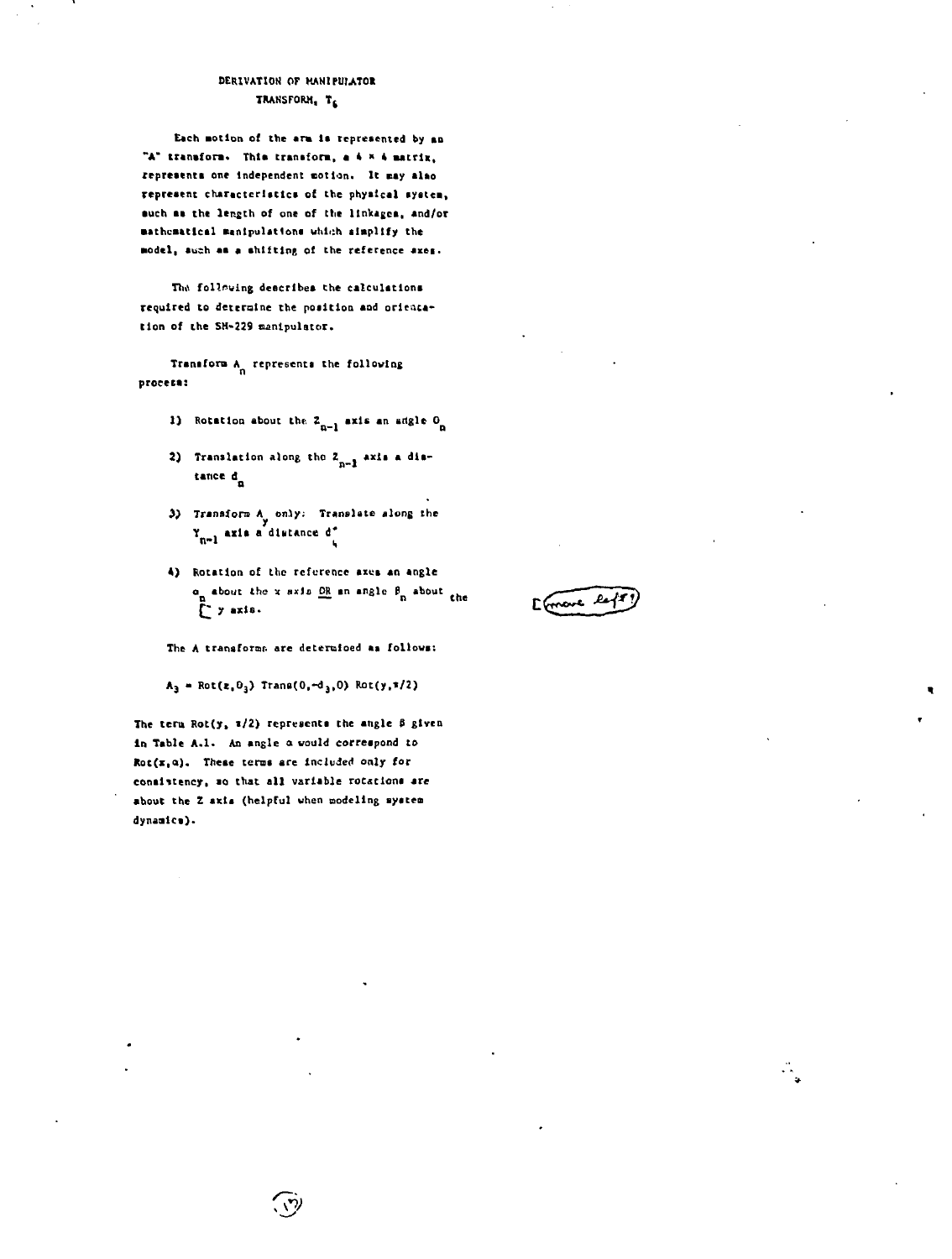# DERIVATION OF MANIPULATOR TRANSFORM, $T_6$

Each motion of the arm is represented by an "A" transform. This transform, a 4 × 4 matrix, represents one independent motion. It may also represent characteristics of the physical system, such as the length of one of the linkages, and/or mathematical manipulations which simplify the model, such as a shifting of the reference axes.

The following describes the calculations required to determine the position and orientation of the SM-229 manipulator.

Transform $A_n$ represents the following process:

1) Rotation about the $Z_{n-1}$ axis an angle $\theta_n$

2) Translation along the $Z_{n-1}$ axis a distance $d_n$

3) Transform $A_y$ only: Translate along the $Y_{n-1}$ axis a distance $d_4^*$

4) Rotation of the reference axes an angle $\alpha_n$ about the x axis OR an angle $\beta_n$ about the y axis.

[move left?]

The A transforms are determined as follows:

$$A_3 = \text{Rot}(z,\theta_3)\ \text{Trans}(0,-d_3,0)\ \text{Rot}(y,\pi/2)$$

The term Rot(y, $\pi$/2) represents the angle $\beta$ given in Table A.1. An angle $\alpha$ would correspond to Rot(x,$\alpha$). These terms are included only for consistency, so that all variable rotations are about the Z axis (helpful when modeling system dynamics).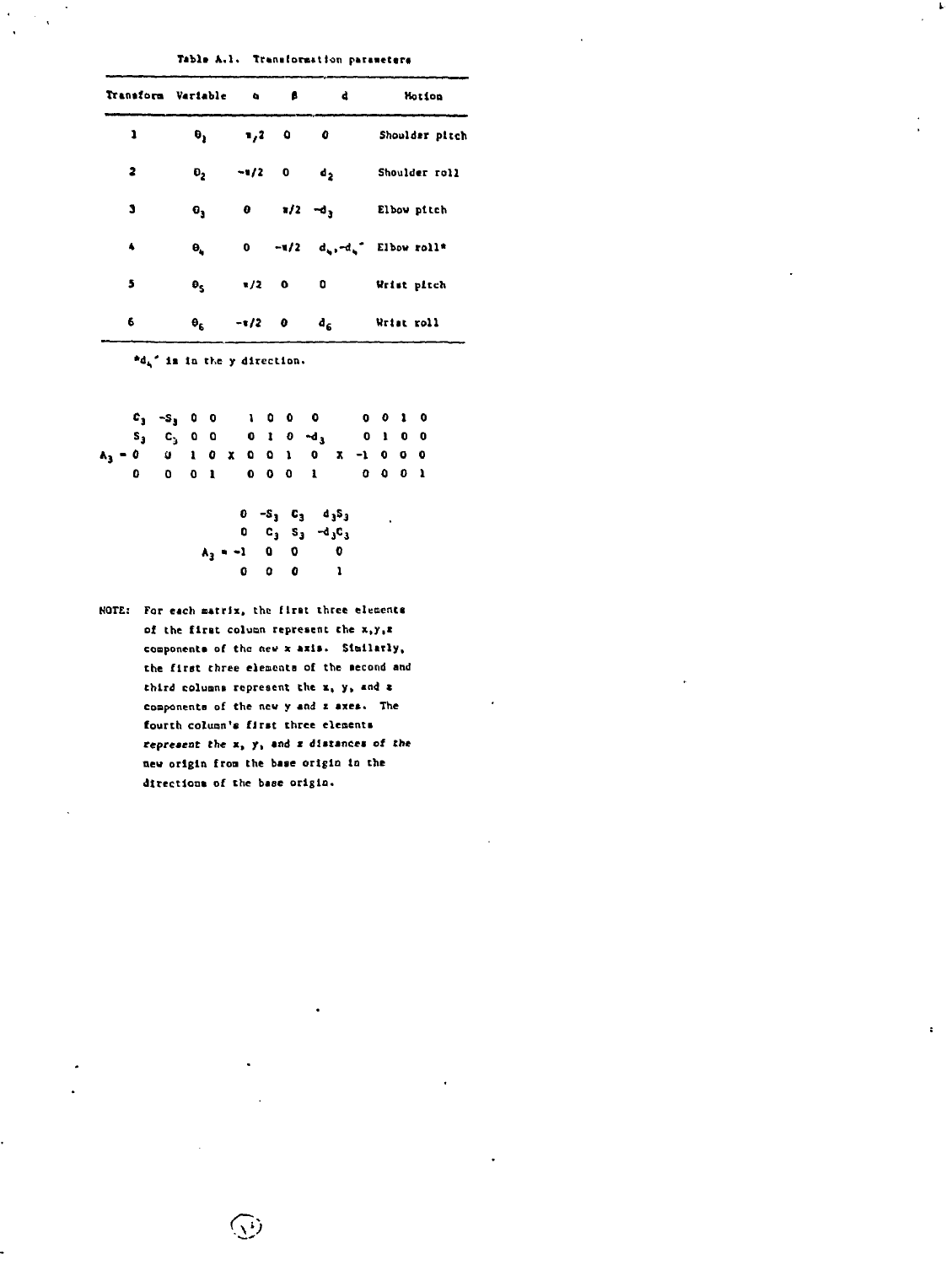Table A.1. Transformation parameters

| Transform | Variable | $\alpha$ | $\beta$ | d | Motion |
|---|---|---|---|---|---|
| 1 | $\theta_1$ | $\pi/2$ | 0 | 0 | Shoulder pitch |
| 2 | $\theta_2$ | $-\pi/2$ | 0 | $d_2$ | Shoulder roll |
| 3 | $\theta_3$ | 0 | $\pi/2$ | $-d_3$ | Elbow pitch |
| 4 | $\theta_4$ | 0 | $-\pi/2$ | $d_4, -d_4'$ | Elbow roll* |
| 5 | $\theta_5$ | $\pi/2$ | 0 | 0 | Wrist pitch |
| 6 | $\theta_6$ | $-\pi/2$ | 0 | $d_6$ | Wrist roll |

*$d_4'$ is in the y direction.

$$
A_3 = \begin{bmatrix} C_3 & -S_3 & 0 & 0 \\ S_3 & C_3 & 0 & 0 \\ 0 & 0 & 1 & 0 \\ 0 & 0 & 0 & 1 \end{bmatrix} \times \begin{bmatrix} 1 & 0 & 0 & 0 \\ 0 & 1 & 0 & -d_3 \\ 0 & 0 & 1 & 0 \\ 0 & 0 & 0 & 1 \end{bmatrix} \times \begin{bmatrix} 0 & 0 & 1 & 0 \\ 0 & 1 & 0 & 0 \\ -1 & 0 & 0 & 0 \\ 0 & 0 & 0 & 1 \end{bmatrix}
$$

$$
A_3 = \begin{bmatrix} 0 & -S_3 & C_3 & d_3S_3 \\ 0 & C_3 & S_3 & -d_3C_3 \\ -1 & 0 & 0 & 0 \\ 0 & 0 & 0 & 1 \end{bmatrix}
$$

NOTE: For each matrix, the first three elements of the first column represent the x,y,z components of the new x axis. Similarly, the first three elements of the second and third columns represent the x, y, and z components of the new y and z axes. The fourth column's first three elements represent the x, y, and z distances of the new origin from the base origin in the directions of the base origin.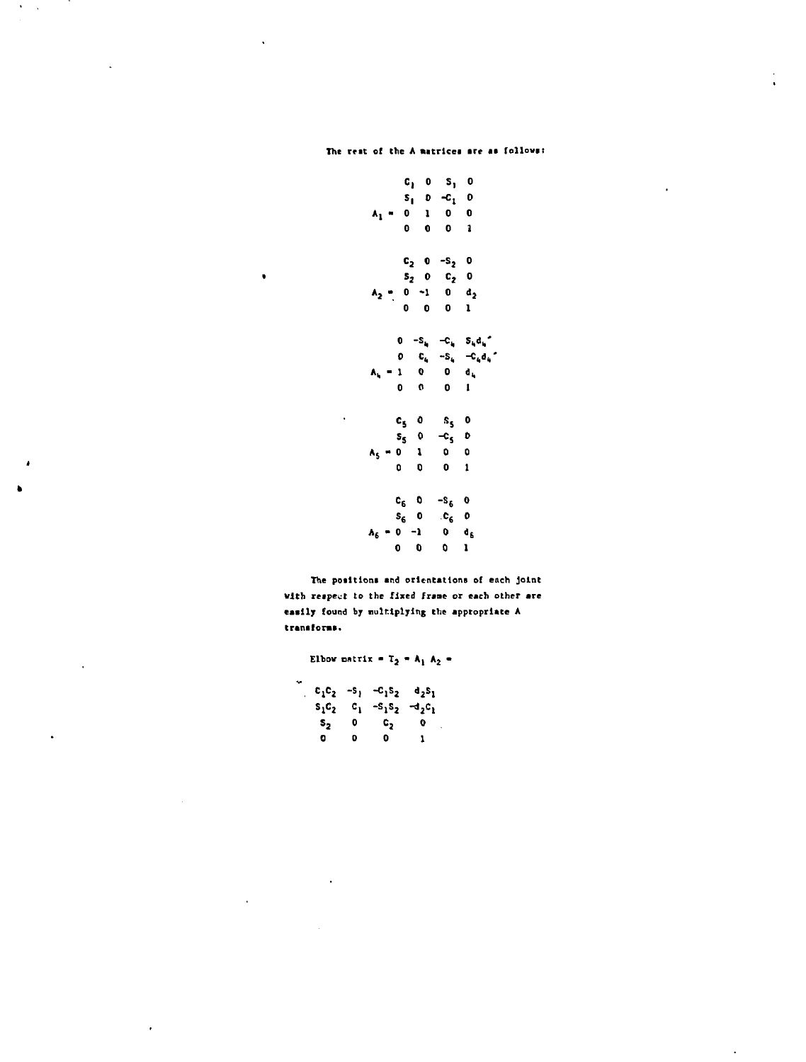The rest of the A matrices are as follows:

$$
A_1 = \begin{matrix} C_1 & 0 & S_1 & 0 \\ S_1 & 0 & -C_1 & 0 \\ 0 & 1 & 0 & 0 \\ 0 & 0 & 0 & 1 \end{matrix}
$$

$$
A_2 = \begin{matrix} C_2 & 0 & -S_2 & 0 \\ S_2 & 0 & C_2 & 0 \\ 0 & -1 & 0 & d_2 \\ 0 & 0 & 0 & 1 \end{matrix}
$$

$$
A_4 = \begin{matrix} 0 & -S_4 & -C_4 & S_4 d_4' \\ 0 & C_4 & -S_4 & -C_4 d_4' \\ 1 & 0 & 0 & d_4 \\ 0 & 0 & 0 & 1 \end{matrix}
$$

$$
A_5 = \begin{matrix} C_5 & 0 & S_5 & 0 \\ S_5 & 0 & -C_5 & 0 \\ 0 & 1 & 0 & 0 \\ 0 & 0 & 0 & 1 \end{matrix}
$$

$$
A_6 = \begin{matrix} C_6 & 0 & -S_6 & 0 \\ S_6 & 0 & C_6 & 0 \\ 0 & -1 & 0 & d_6 \\ 0 & 0 & 0 & 1 \end{matrix}
$$

The positions and orientations of each joint with respect to the fixed frame or each other are easily found by multiplying the appropriate A transforms.

Elbow matrix $= T_2 = A_1 A_2 =$

$$
\begin{matrix} C_1 C_2 & -S_1 & -C_1 S_2 & d_2 S_1 \\ S_1 C_2 & C_1 & -S_1 S_2 & -d_2 C_1 \\ S_2 & 0 & C_2 & 0 \\ 0 & 0 & 0 & 1 \end{matrix}
$$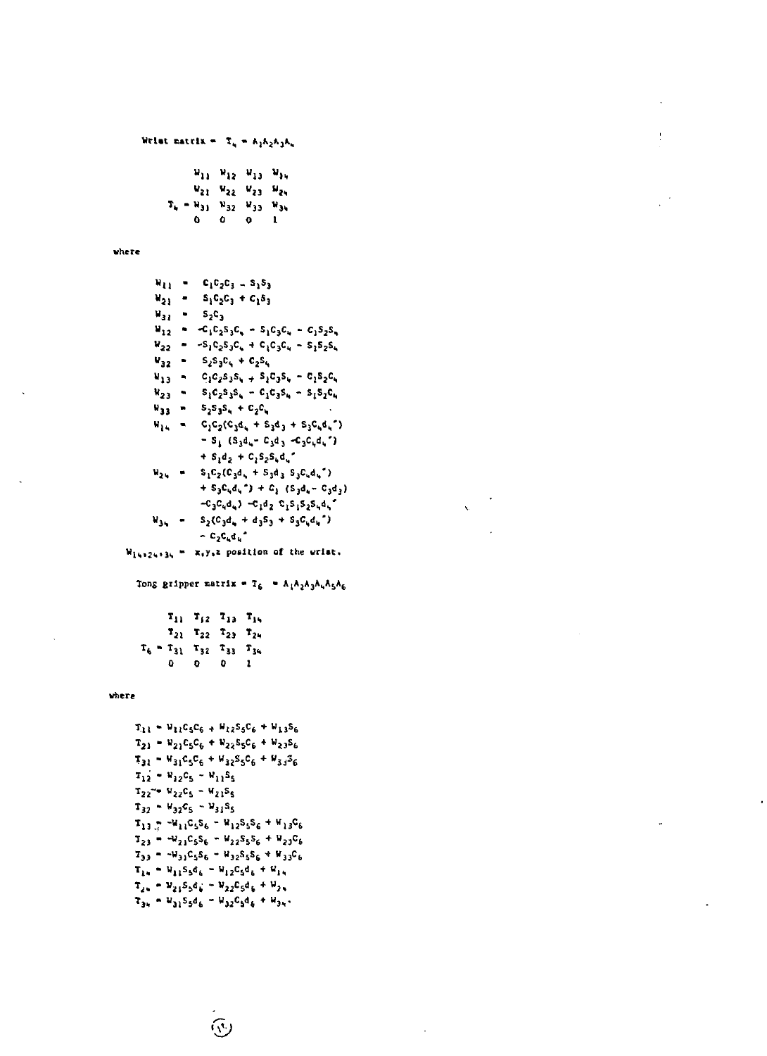Wrist matrix = $T_4 = A_1A_2A_3A_4$

$$T_4 = \begin{matrix} W_{11} & W_{12} & W_{13} & W_{14} \\ W_{21} & W_{22} & W_{23} & W_{24} \\ W_{31} & W_{32} & W_{33} & W_{34} \\ 0 & 0 & 0 & 1 \end{matrix}$$

where

$$W_{11} = C_1C_2C_3 - S_1S_3$$
$$W_{21} = S_1C_2C_3 + C_1S_3$$
$$W_{31} = S_2C_3$$
$$W_{12} = -C_1C_2S_3C_4 - S_1C_3C_4 - C_1S_2S_4$$
$$W_{22} = -S_1C_2S_3C_4 + C_1C_3C_4 - S_1S_2S_4$$
$$W_{32} = S_2S_3C_4 + C_2S_4$$
$$W_{13} = C_1C_2S_3S_4 + S_1C_3S_4 - C_1S_2C_4$$
$$W_{23} = S_1C_2S_3S_4 - C_1C_3S_4 - S_1S_2C_4$$
$$W_{33} = S_2S_3S_4 + C_2C_4$$
$$W_{14} = C_1C_2(C_3d_4 + S_3d_3 + S_3C_4d_4{}'') - S_1(S_3d_4 - C_3d_3 - C_3C_4d_4{}'') + S_1d_2 + C_1S_2S_4d_4{}''$$
$$W_{24} = S_1C_2(C_3d_4 + S_3d_3\ S_3C_4d_4{}'') + S_3C_4d_4{}'') + C_1(S_3d_4 - C_3d_3) - C_3C_4d_4) - C_1d_2\ C_1S_1S_2S_4d_4{}''$$
$$W_{34} = S_2(C_3d_4 + d_3S_3 + S_3C_4d_4{}'') - C_2C_4d_4{}''$$

$W_{14,24,34}$ = x,y,z position of the wrist.

Tong gripper matrix = $T_6 = A_1A_2A_3A_4A_5A_6$

$$T_6 = \begin{matrix} T_{11} & T_{12} & T_{13} & T_{14} \\ T_{21} & T_{22} & T_{23} & T_{24} \\ T_{31} & T_{32} & T_{33} & T_{34} \\ 0 & 0 & 0 & 1 \end{matrix}$$

where

$$T_{11} = W_{11}C_5C_6 + W_{12}S_5C_6 + W_{13}S_6$$
$$T_{21} = W_{21}C_5C_6 + W_{22}S_5C_6 + W_{23}S_6$$
$$T_{31} = W_{31}C_5C_6 + W_{32}S_5C_6 + W_{33}S_6$$
$$T_{12} = W_{12}C_5 - W_{11}S_5$$
$$T_{22} = W_{22}C_5 - W_{21}S_5$$
$$T_{32} = W_{32}C_5 - W_{31}S_5$$
$$T_{13} = -W_{11}C_5S_6 - W_{12}S_5S_6 + W_{13}C_6$$
$$T_{23} = -W_{21}C_5S_6 - W_{22}S_5S_6 + W_{23}C_6$$
$$T_{33} = -W_{31}C_5S_6 - W_{32}S_5S_6 + W_{33}C_6$$
$$T_{14} = W_{11}S_5d_6 - W_{12}C_5d_6 + W_{14}$$
$$T_{24} = W_{21}S_5d_6 - W_{22}C_5d_6 + W_{24}$$
$$T_{34} = W_{31}S_5d_6 - W_{32}C_5d_6 + W_{34}.$$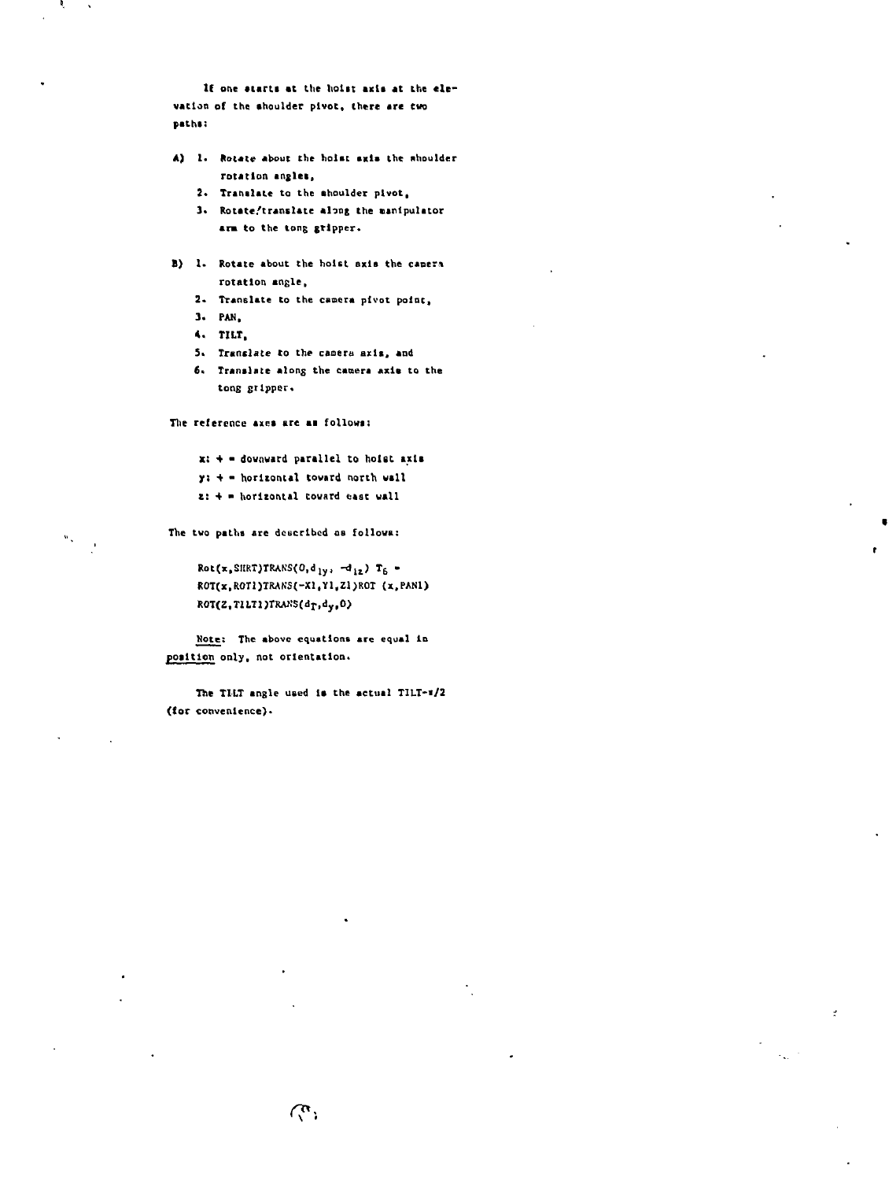If one starts at the hoist axis at the elevation of the shoulder pivot, there are two paths:

A) 1. Rotate about the hoist axis the shoulder rotation angles,
   2. Translate to the shoulder pivot,
   3. Rotate/translate along the manipulator arm to the tong gripper.

B) 1. Rotate about the hoist axis the camera rotation angle,
   2. Translate to the camera pivot point,
   3. PAN,
   4. TILT,
   5. Translate to the camera axis, and
   6. Translate along the camera axis to the tong gripper.

The reference axes are as follows:

- x: + = downward parallel to hoist axis
- y: + = horizontal toward north wall
- z: + = horizontal toward east wall

The two paths are described as follows:

$$\text{Rot}(x,\text{SHRT})\text{TRANS}(0,d_{1y},-d_{1z})\ T_6 =$$
$$\text{ROT}(x,\text{ROT1})\text{TRANS}(-\text{X1},\text{Y1},\text{Z1})\text{ROT}\ (x,\text{PAN1})$$
$$\text{ROT}(Z,\text{TILT1})\text{TRANS}(d_T,d_y,0)$$

<u>Note</u>: The above equations are equal in <u>position</u> only, not orientation.

The TILT angle used is the actual TILT-$\pi/2$ (for convenience).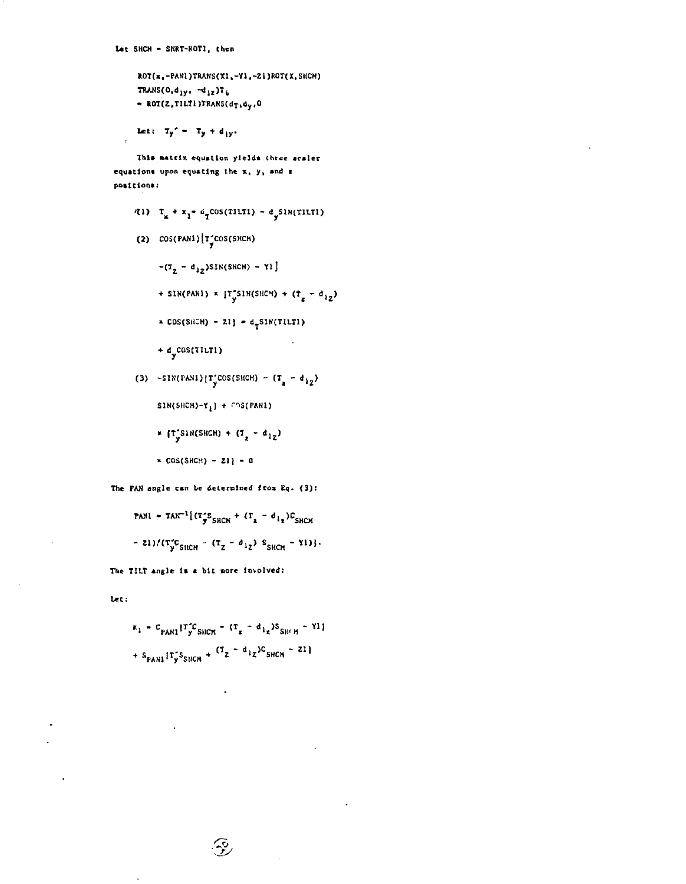Let SHCH = SHRT-ROT1, then

$$\mathrm{ROT}(x,-\mathrm{PAN1})\,\mathrm{TRANS}(X1,-Y1,-Z1)\,\mathrm{ROT}(X,\mathrm{SHCH})\,\mathrm{TRANS}(0,d_{1y},-d_{1z})\,T_6 = \mathrm{ROT}(Z,\mathrm{TILT1})\,\mathrm{TRANS}(d_T,d_y,0)$$

Let: $T_y' = T_y + d_{1y}$.

This matrix equation yields three scaler equations upon equating the x, y, and z positions:

(1) $T_x + x_1 = d_T\cos(\mathrm{TILT1}) - d_y\sin(\mathrm{TILT1})$

(2) $\cos(\mathrm{PAN1})\,[T_y'\cos(\mathrm{SHCH}) - (T_z - d_{1z})\sin(\mathrm{SHCH}) - Y1] + \sin(\mathrm{PAN1}) \times [T_y'\sin(\mathrm{SHCH}) + (T_z - d_{1z}) \times \cos(\mathrm{SHCH}) - Z1] = d_T\sin(\mathrm{TILT1}) + d_y\cos(\mathrm{TILT1})$

(3) $-\sin(\mathrm{PAN1})\,[T_y'\cos(\mathrm{SHCH}) - (T_z - d_{1z})\sin(\mathrm{SHCH}) - Y_1] + \cos(\mathrm{PAN1}) \times [T_y'\sin(\mathrm{SHCH}) + (T_z - d_{1z}) \times \cos(\mathrm{SHCH}) - Z1] = 0$

The PAN angle can be determined from Eq. (3):

$$\mathrm{PAN1} = \tan^{-1}[(T_y' S_{SHCH} + (T_z - d_{1z})C_{SHCH} - Z1)/(T_y' C_{SHCH} - (T_z - d_{1z})\,S_{SHCH} - Y1)].$$

The TILT angle is a bit more involved:

Let:

$$K_1 = C_{PAN1}[T_y' C_{SHCH} - (T_z - d_{1z})S_{SHCH} - Y1] + S_{PAN1}[T_y' S_{SHCH} + (T_z - d_{1z})C_{SHCH} - Z1]$$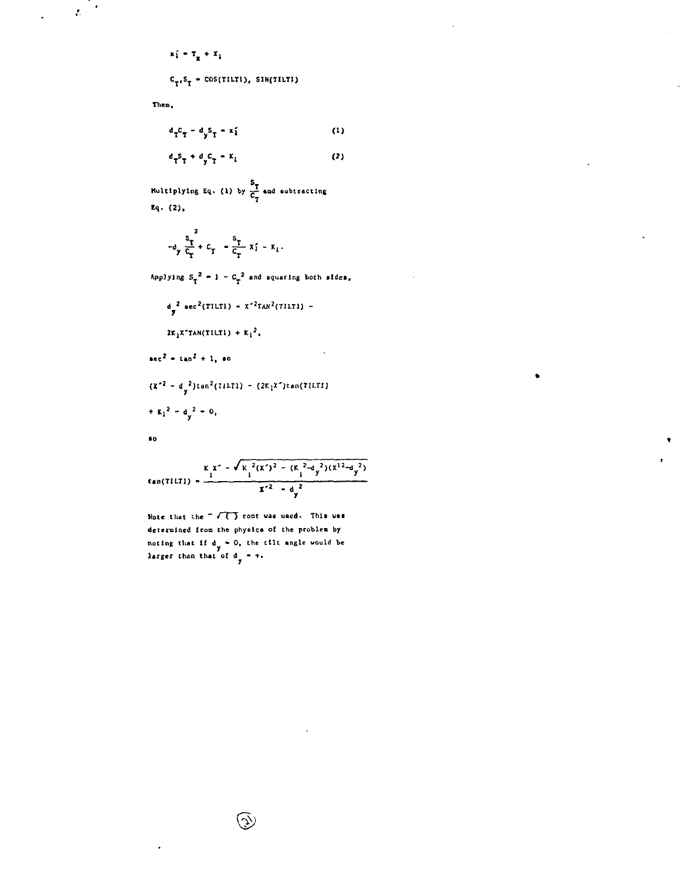$$x_i' = T_x + X_i$$

$$C_T, S_T = \mathrm{COS(TILT1)},\ \mathrm{SIN(TILT1)}$$

Then,

$$d_T C_T - d_y S_T = x_i' \qquad (1)$$

$$d_T S_T + d_y C_T = K_i \qquad (2)$$

Multiplying Eq. (1) by $\frac{S_T}{C_T}$ and subtracting Eq. (2),

$$-d_y \frac{S_T^2}{C_T} + C_T = \frac{S_T}{C_T} x_i' - K_i.$$

Applying $S_T^2 = 1 - C_T^2$ and squaring both sides,

$$d_y^2 \sec^2(\mathrm{TILT1}) = X'^2 \mathrm{TAN}^2(\mathrm{TILT1}) -$$

$$2K_1 X' \mathrm{TAN}(\mathrm{TILT1}) + K_1^2,$$

$\sec^2 = \tan^2 + 1$, so

$$(X'^2 - d_y^2)\tan^2(\mathrm{TILT1}) - (2K_1 X')\tan(\mathrm{TILT1})$$

$$+ K_1^2 - d_y^2 = 0,$$

so

$$\tan(\mathrm{TILT1}) = \frac{K_1 X' - \sqrt{K_1^2 (X')^2 - (K_1^2 - d_y^2)(X'^2 - d_y^2)}}{X'^2 - d_y^2}$$

Note that the $-\sqrt{(\ )}$ root was used. This was determined from the physics of the problem by noting that if $d_y = 0$, the tilt angle would be larger than that of $d_y = +$.